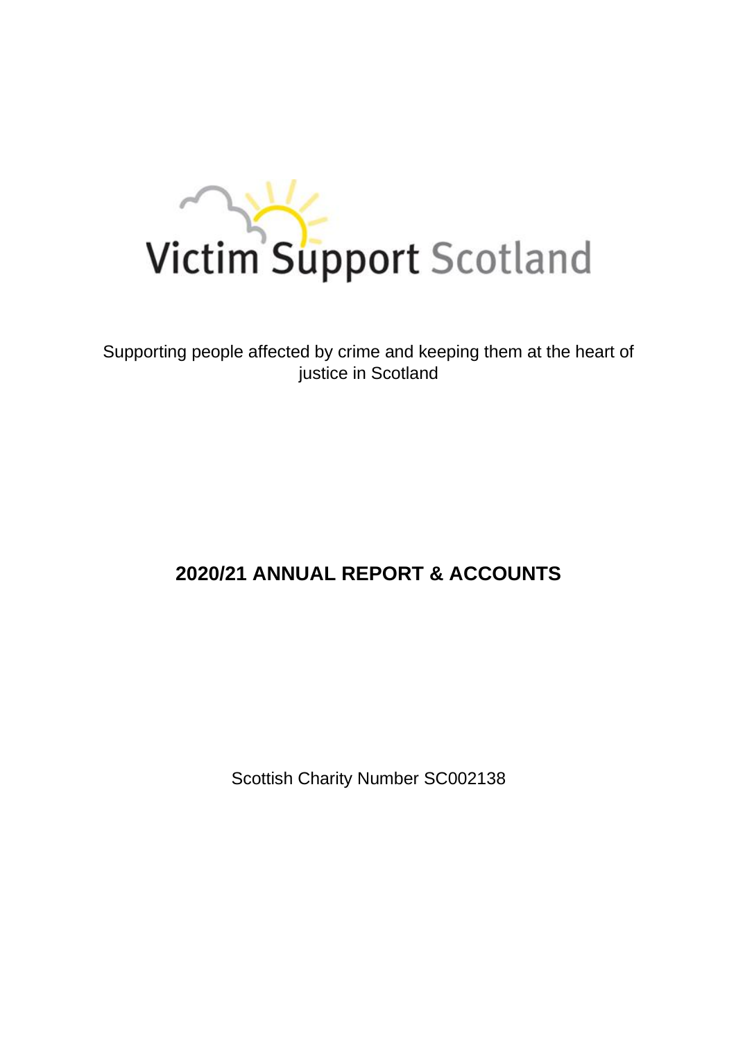Victim Support Scotland

Supporting people affected by crime and keeping them at the heart of justice in Scotland

# 2020/21 ANNUAL REPORT & ACCOUNTS

Scottish Charity Number SC002138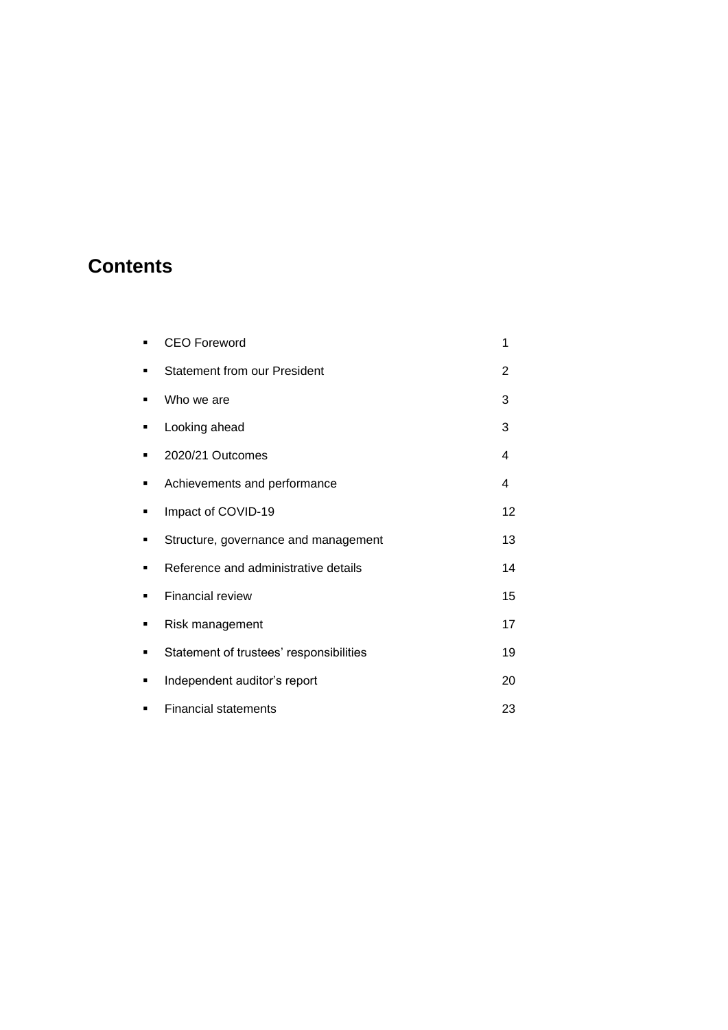# Contents

| | |
|---|---|
| CEO Foreword | 1 |
| Statement from our President | 2 |
| Who we are | 3 |
| Looking ahead | 3 |
| 2020/21 Outcomes | 4 |
| Achievements and performance | 4 |
| Impact of COVID-19 | 12 |
| Structure, governance and management | 13 |
| Reference and administrative details | 14 |
| Financial review | 15 |
| Risk management | 17 |
| Statement of trustees' responsibilities | 19 |
| Independent auditor's report | 20 |
| Financial statements | 23 |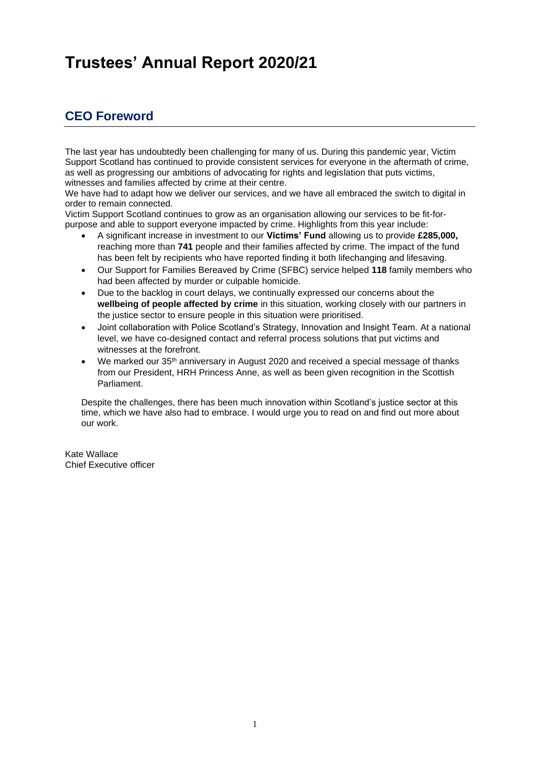# Trustees' Annual Report 2020/21

## CEO Foreword

The last year has undoubtedly been challenging for many of us. During this pandemic year, Victim Support Scotland has continued to provide consistent services for everyone in the aftermath of crime, as well as progressing our ambitions of advocating for rights and legislation that puts victims, witnesses and families affected by crime at their centre.

We have had to adapt how we deliver our services, and we have all embraced the switch to digital in order to remain connected.

Victim Support Scotland continues to grow as an organisation allowing our services to be fit-for-purpose and able to support everyone impacted by crime. Highlights from this year include:

- A significant increase in investment to our **Victims' Fund** allowing us to provide **£285,000,** reaching more than **741** people and their families affected by crime. The impact of the fund has been felt by recipients who have reported finding it both lifechanging and lifesaving.
- Our Support for Families Bereaved by Crime (SFBC) service helped **118** family members who had been affected by murder or culpable homicide.
- Due to the backlog in court delays, we continually expressed our concerns about the **wellbeing of people affected by crime** in this situation, working closely with our partners in the justice sector to ensure people in this situation were prioritised.
- Joint collaboration with Police Scotland's Strategy, Innovation and Insight Team. At a national level, we have co-designed contact and referral process solutions that put victims and witnesses at the forefront.
- We marked our 35th anniversary in August 2020 and received a special message of thanks from our President, HRH Princess Anne, as well as been given recognition in the Scottish Parliament.

Despite the challenges, there has been much innovation within Scotland's justice sector at this time, which we have also had to embrace. I would urge you to read on and find out more about our work.

Kate Wallace
Chief Executive officer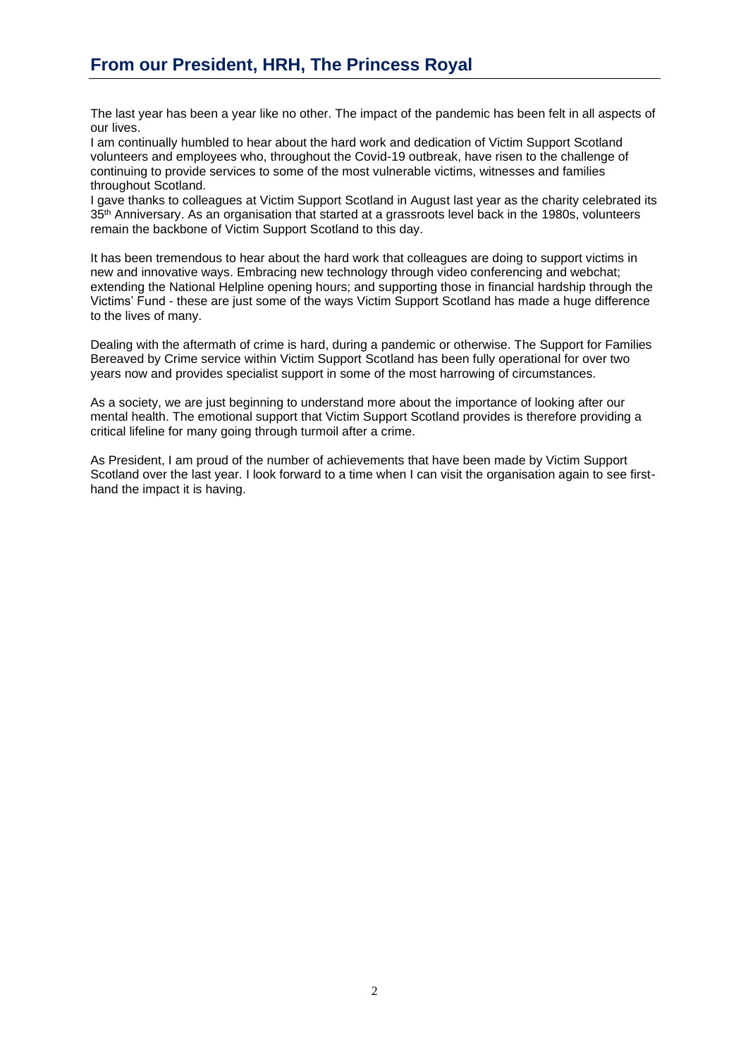## From our President, HRH, The Princess Royal

The last year has been a year like no other. The impact of the pandemic has been felt in all aspects of our lives.

I am continually humbled to hear about the hard work and dedication of Victim Support Scotland volunteers and employees who, throughout the Covid-19 outbreak, have risen to the challenge of continuing to provide services to some of the most vulnerable victims, witnesses and families throughout Scotland.

I gave thanks to colleagues at Victim Support Scotland in August last year as the charity celebrated its 35th Anniversary. As an organisation that started at a grassroots level back in the 1980s, volunteers remain the backbone of Victim Support Scotland to this day.

It has been tremendous to hear about the hard work that colleagues are doing to support victims in new and innovative ways. Embracing new technology through video conferencing and webchat; extending the National Helpline opening hours; and supporting those in financial hardship through the Victims' Fund - these are just some of the ways Victim Support Scotland has made a huge difference to the lives of many.

Dealing with the aftermath of crime is hard, during a pandemic or otherwise. The Support for Families Bereaved by Crime service within Victim Support Scotland has been fully operational for over two years now and provides specialist support in some of the most harrowing of circumstances.

As a society, we are just beginning to understand more about the importance of looking after our mental health. The emotional support that Victim Support Scotland provides is therefore providing a critical lifeline for many going through turmoil after a crime.

As President, I am proud of the number of achievements that have been made by Victim Support Scotland over the last year. I look forward to a time when I can visit the organisation again to see first-hand the impact it is having.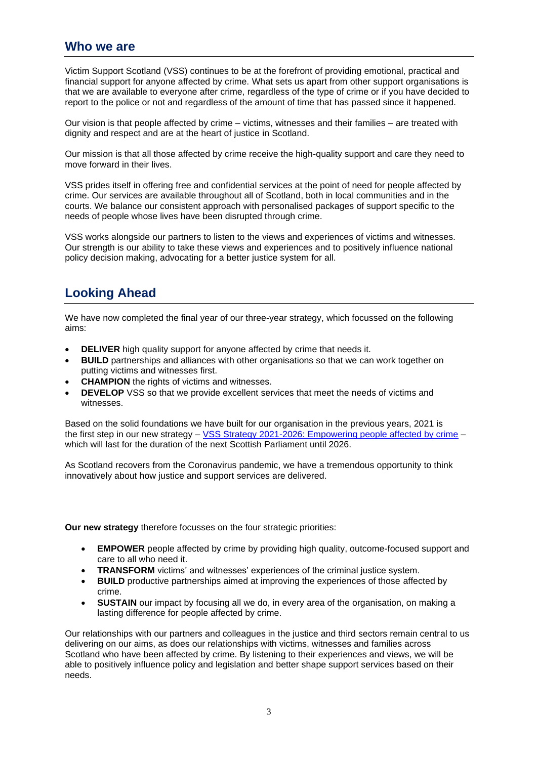## Who we are

Victim Support Scotland (VSS) continues to be at the forefront of providing emotional, practical and financial support for anyone affected by crime. What sets us apart from other support organisations is that we are available to everyone after crime, regardless of the type of crime or if you have decided to report to the police or not and regardless of the amount of time that has passed since it happened.

Our vision is that people affected by crime – victims, witnesses and their families – are treated with dignity and respect and are at the heart of justice in Scotland.

Our mission is that all those affected by crime receive the high-quality support and care they need to move forward in their lives.

VSS prides itself in offering free and confidential services at the point of need for people affected by crime. Our services are available throughout all of Scotland, both in local communities and in the courts. We balance our consistent approach with personalised packages of support specific to the needs of people whose lives have been disrupted through crime.

VSS works alongside our partners to listen to the views and experiences of victims and witnesses. Our strength is our ability to take these views and experiences and to positively influence national policy decision making, advocating for a better justice system for all.

## Looking Ahead

We have now completed the final year of our three-year strategy, which focussed on the following aims:

- **DELIVER** high quality support for anyone affected by crime that needs it.
- **BUILD** partnerships and alliances with other organisations so that we can work together on putting victims and witnesses first.
- **CHAMPION** the rights of victims and witnesses.
- **DEVELOP** VSS so that we provide excellent services that meet the needs of victims and witnesses.

Based on the solid foundations we have built for our organisation in the previous years, 2021 is the first step in our new strategy – VSS Strategy 2021-2026: Empowering people affected by crime – which will last for the duration of the next Scottish Parliament until 2026.

As Scotland recovers from the Coronavirus pandemic, we have a tremendous opportunity to think innovatively about how justice and support services are delivered.

**Our new strategy** therefore focusses on the four strategic priorities:

- **EMPOWER** people affected by crime by providing high quality, outcome-focused support and care to all who need it.
- **TRANSFORM** victims' and witnesses' experiences of the criminal justice system.
- **BUILD** productive partnerships aimed at improving the experiences of those affected by crime.
- **SUSTAIN** our impact by focusing all we do, in every area of the organisation, on making a lasting difference for people affected by crime.

Our relationships with our partners and colleagues in the justice and third sectors remain central to us delivering on our aims, as does our relationships with victims, witnesses and families across Scotland who have been affected by crime. By listening to their experiences and views, we will be able to positively influence policy and legislation and better shape support services based on their needs.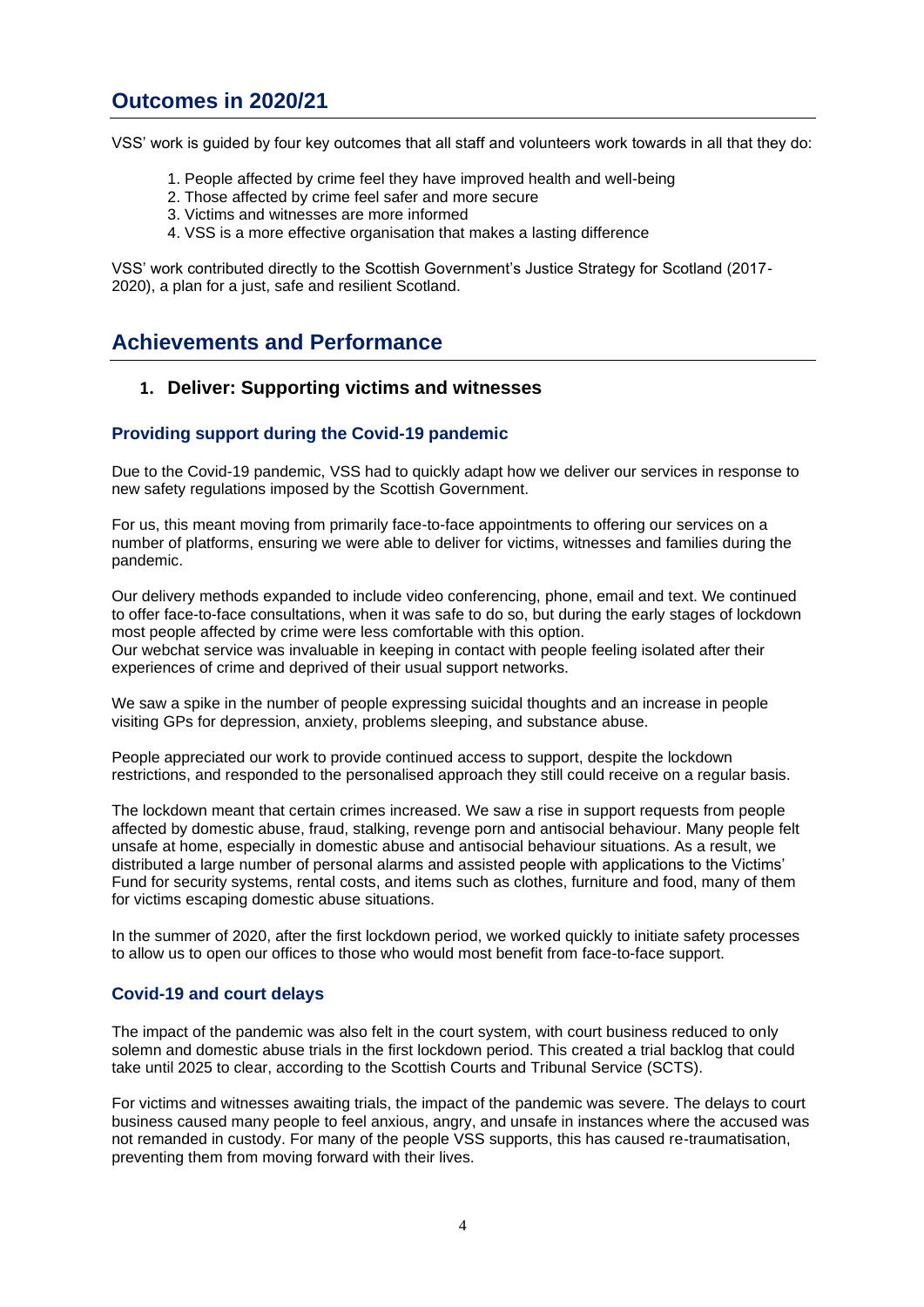## Outcomes in 2020/21

VSS' work is guided by four key outcomes that all staff and volunteers work towards in all that they do:

1. People affected by crime feel they have improved health and well-being
2. Those affected by crime feel safer and more secure
3. Victims and witnesses are more informed
4. VSS is a more effective organisation that makes a lasting difference

VSS' work contributed directly to the Scottish Government's Justice Strategy for Scotland (2017-2020), a plan for a just, safe and resilient Scotland.

## Achievements and Performance

### 1. Deliver: Supporting victims and witnesses

#### Providing support during the Covid-19 pandemic

Due to the Covid-19 pandemic, VSS had to quickly adapt how we deliver our services in response to new safety regulations imposed by the Scottish Government.

For us, this meant moving from primarily face-to-face appointments to offering our services on a number of platforms, ensuring we were able to deliver for victims, witnesses and families during the pandemic.

Our delivery methods expanded to include video conferencing, phone, email and text. We continued to offer face-to-face consultations, when it was safe to do so, but during the early stages of lockdown most people affected by crime were less comfortable with this option.
Our webchat service was invaluable in keeping in contact with people feeling isolated after their experiences of crime and deprived of their usual support networks.

We saw a spike in the number of people expressing suicidal thoughts and an increase in people visiting GPs for depression, anxiety, problems sleeping, and substance abuse.

People appreciated our work to provide continued access to support, despite the lockdown restrictions, and responded to the personalised approach they still could receive on a regular basis.

The lockdown meant that certain crimes increased. We saw a rise in support requests from people affected by domestic abuse, fraud, stalking, revenge porn and antisocial behaviour. Many people felt unsafe at home, especially in domestic abuse and antisocial behaviour situations. As a result, we distributed a large number of personal alarms and assisted people with applications to the Victims' Fund for security systems, rental costs, and items such as clothes, furniture and food, many of them for victims escaping domestic abuse situations.

In the summer of 2020, after the first lockdown period, we worked quickly to initiate safety processes to allow us to open our offices to those who would most benefit from face-to-face support.

#### Covid-19 and court delays

The impact of the pandemic was also felt in the court system, with court business reduced to only solemn and domestic abuse trials in the first lockdown period. This created a trial backlog that could take until 2025 to clear, according to the Scottish Courts and Tribunal Service (SCTS).

For victims and witnesses awaiting trials, the impact of the pandemic was severe. The delays to court business caused many people to feel anxious, angry, and unsafe in instances where the accused was not remanded in custody. For many of the people VSS supports, this has caused re-traumatisation, preventing them from moving forward with their lives.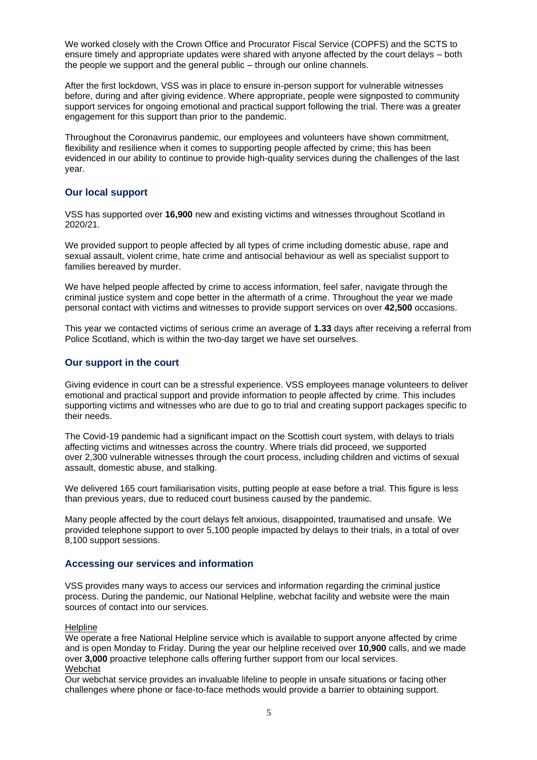We worked closely with the Crown Office and Procurator Fiscal Service (COPFS) and the SCTS to ensure timely and appropriate updates were shared with anyone affected by the court delays – both the people we support and the general public – through our online channels.

After the first lockdown, VSS was in place to ensure in-person support for vulnerable witnesses before, during and after giving evidence. Where appropriate, people were signposted to community support services for ongoing emotional and practical support following the trial. There was a greater engagement for this support than prior to the pandemic.

Throughout the Coronavirus pandemic, our employees and volunteers have shown commitment, flexibility and resilience when it comes to supporting people affected by crime; this has been evidenced in our ability to continue to provide high-quality services during the challenges of the last year.

## Our local support

VSS has supported over **16,900** new and existing victims and witnesses throughout Scotland in 2020/21.

We provided support to people affected by all types of crime including domestic abuse, rape and sexual assault, violent crime, hate crime and antisocial behaviour as well as specialist support to families bereaved by murder.

We have helped people affected by crime to access information, feel safer, navigate through the criminal justice system and cope better in the aftermath of a crime. Throughout the year we made personal contact with victims and witnesses to provide support services on over **42,500** occasions.

This year we contacted victims of serious crime an average of **1.33** days after receiving a referral from Police Scotland, which is within the two-day target we have set ourselves.

## Our support in the court

Giving evidence in court can be a stressful experience. VSS employees manage volunteers to deliver emotional and practical support and provide information to people affected by crime. This includes supporting victims and witnesses who are due to go to trial and creating support packages specific to their needs.

The Covid-19 pandemic had a significant impact on the Scottish court system, with delays to trials affecting victims and witnesses across the country. Where trials did proceed, we supported over 2,300 vulnerable witnesses through the court process, including children and victims of sexual assault, domestic abuse, and stalking.

We delivered 165 court familiarisation visits, putting people at ease before a trial. This figure is less than previous years, due to reduced court business caused by the pandemic.

Many people affected by the court delays felt anxious, disappointed, traumatised and unsafe. We provided telephone support to over 5,100 people impacted by delays to their trials, in a total of over 8,100 support sessions.

## Accessing our services and information

VSS provides many ways to access our services and information regarding the criminal justice process. During the pandemic, our National Helpline, webchat facility and website were the main sources of contact into our services.

<u>Helpline</u>

We operate a free National Helpline service which is available to support anyone affected by crime and is open Monday to Friday. During the year our helpline received over **10,900** calls, and we made over **3,000** proactive telephone calls offering further support from our local services.

<u>Webchat</u>

Our webchat service provides an invaluable lifeline to people in unsafe situations or facing other challenges where phone or face-to-face methods would provide a barrier to obtaining support.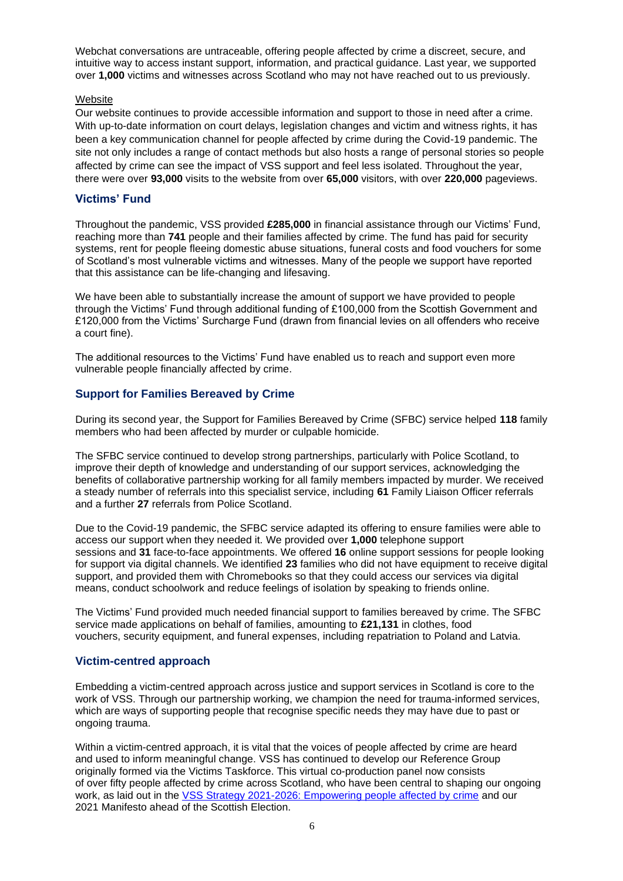Webchat conversations are untraceable, offering people affected by crime a discreet, secure, and intuitive way to access instant support, information, and practical guidance. Last year, we supported over **1,000** victims and witnesses across Scotland who may not have reached out to us previously.

Website

Our website continues to provide accessible information and support to those in need after a crime. With up-to-date information on court delays, legislation changes and victim and witness rights, it has been a key communication channel for people affected by crime during the Covid-19 pandemic. The site not only includes a range of contact methods but also hosts a range of personal stories so people affected by crime can see the impact of VSS support and feel less isolated. Throughout the year, there were over **93,000** visits to the website from over **65,000** visitors, with over **220,000** pageviews.

## Victims' Fund

Throughout the pandemic, VSS provided **£285,000** in financial assistance through our Victims' Fund, reaching more than **741** people and their families affected by crime. The fund has paid for security systems, rent for people fleeing domestic abuse situations, funeral costs and food vouchers for some of Scotland's most vulnerable victims and witnesses. Many of the people we support have reported that this assistance can be life-changing and lifesaving.

We have been able to substantially increase the amount of support we have provided to people through the Victims' Fund through additional funding of £100,000 from the Scottish Government and £120,000 from the Victims' Surcharge Fund (drawn from financial levies on all offenders who receive a court fine).

The additional resources to the Victims' Fund have enabled us to reach and support even more vulnerable people financially affected by crime.

## Support for Families Bereaved by Crime

During its second year, the Support for Families Bereaved by Crime (SFBC) service helped **118** family members who had been affected by murder or culpable homicide.

The SFBC service continued to develop strong partnerships, particularly with Police Scotland, to improve their depth of knowledge and understanding of our support services, acknowledging the benefits of collaborative partnership working for all family members impacted by murder. We received a steady number of referrals into this specialist service, including **61** Family Liaison Officer referrals and a further **27** referrals from Police Scotland.

Due to the Covid-19 pandemic, the SFBC service adapted its offering to ensure families were able to access our support when they needed it. We provided over **1,000** telephone support sessions and **31** face-to-face appointments. We offered **16** online support sessions for people looking for support via digital channels. We identified **23** families who did not have equipment to receive digital support, and provided them with Chromebooks so that they could access our services via digital means, conduct schoolwork and reduce feelings of isolation by speaking to friends online.

The Victims' Fund provided much needed financial support to families bereaved by crime. The SFBC service made applications on behalf of families, amounting to **£21,131** in clothes, food vouchers, security equipment, and funeral expenses, including repatriation to Poland and Latvia.

## Victim-centred approach

Embedding a victim-centred approach across justice and support services in Scotland is core to the work of VSS. Through our partnership working, we champion the need for trauma-informed services, which are ways of supporting people that recognise specific needs they may have due to past or ongoing trauma.

Within a victim-centred approach, it is vital that the voices of people affected by crime are heard and used to inform meaningful change. VSS has continued to develop our Reference Group originally formed via the Victims Taskforce. This virtual co-production panel now consists of over fifty people affected by crime across Scotland, who have been central to shaping our ongoing work, as laid out in the VSS Strategy 2021-2026: Empowering people affected by crime and our 2021 Manifesto ahead of the Scottish Election.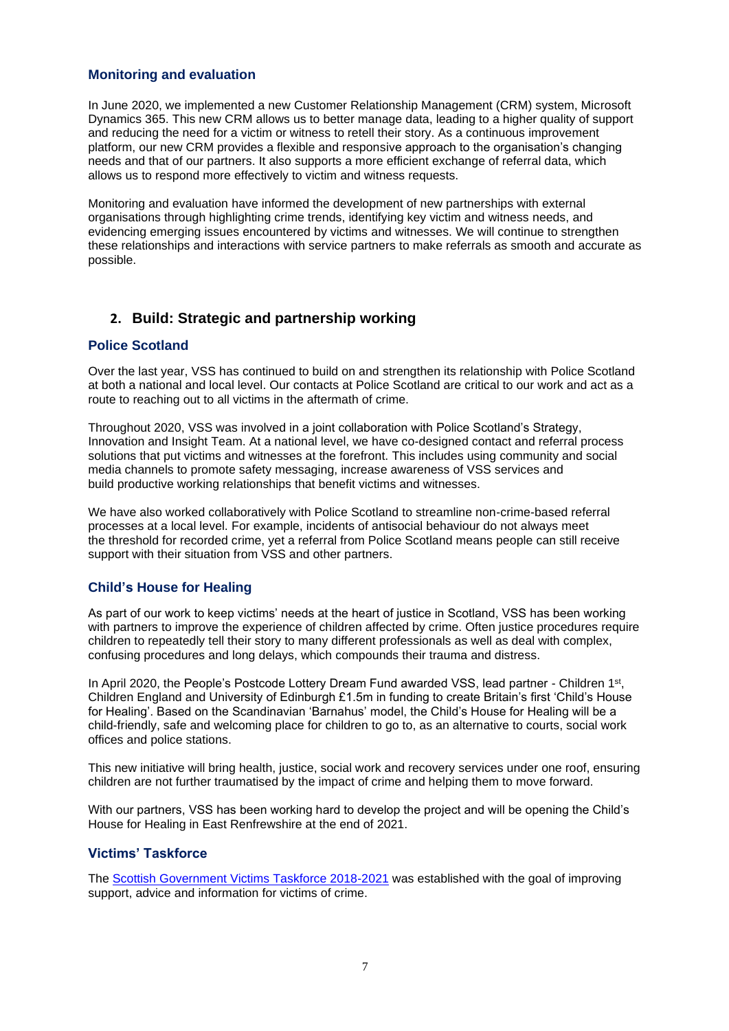### Monitoring and evaluation

In June 2020, we implemented a new Customer Relationship Management (CRM) system, Microsoft Dynamics 365. This new CRM allows us to better manage data, leading to a higher quality of support and reducing the need for a victim or witness to retell their story. As a continuous improvement platform, our new CRM provides a flexible and responsive approach to the organisation's changing needs and that of our partners. It also supports a more efficient exchange of referral data, which allows us to respond more effectively to victim and witness requests.

Monitoring and evaluation have informed the development of new partnerships with external organisations through highlighting crime trends, identifying key victim and witness needs, and evidencing emerging issues encountered by victims and witnesses. We will continue to strengthen these relationships and interactions with service partners to make referrals as smooth and accurate as possible.

## 2. Build: Strategic and partnership working

### Police Scotland

Over the last year, VSS has continued to build on and strengthen its relationship with Police Scotland at both a national and local level. Our contacts at Police Scotland are critical to our work and act as a route to reaching out to all victims in the aftermath of crime.

Throughout 2020, VSS was involved in a joint collaboration with Police Scotland's Strategy, Innovation and Insight Team. At a national level, we have co-designed contact and referral process solutions that put victims and witnesses at the forefront. This includes using community and social media channels to promote safety messaging, increase awareness of VSS services and build productive working relationships that benefit victims and witnesses.

We have also worked collaboratively with Police Scotland to streamline non-crime-based referral processes at a local level. For example, incidents of antisocial behaviour do not always meet the threshold for recorded crime, yet a referral from Police Scotland means people can still receive support with their situation from VSS and other partners.

### Child's House for Healing

As part of our work to keep victims' needs at the heart of justice in Scotland, VSS has been working with partners to improve the experience of children affected by crime. Often justice procedures require children to repeatedly tell their story to many different professionals as well as deal with complex, confusing procedures and long delays, which compounds their trauma and distress.

In April 2020, the People's Postcode Lottery Dream Fund awarded VSS, lead partner - Children 1st, Children England and University of Edinburgh £1.5m in funding to create Britain's first 'Child's House for Healing'. Based on the Scandinavian 'Barnahus' model, the Child's House for Healing will be a child-friendly, safe and welcoming place for children to go to, as an alternative to courts, social work offices and police stations.

This new initiative will bring health, justice, social work and recovery services under one roof, ensuring children are not further traumatised by the impact of crime and helping them to move forward.

With our partners, VSS has been working hard to develop the project and will be opening the Child's House for Healing in East Renfrewshire at the end of 2021.

### Victims' Taskforce

The Scottish Government Victims Taskforce 2018-2021 was established with the goal of improving support, advice and information for victims of crime.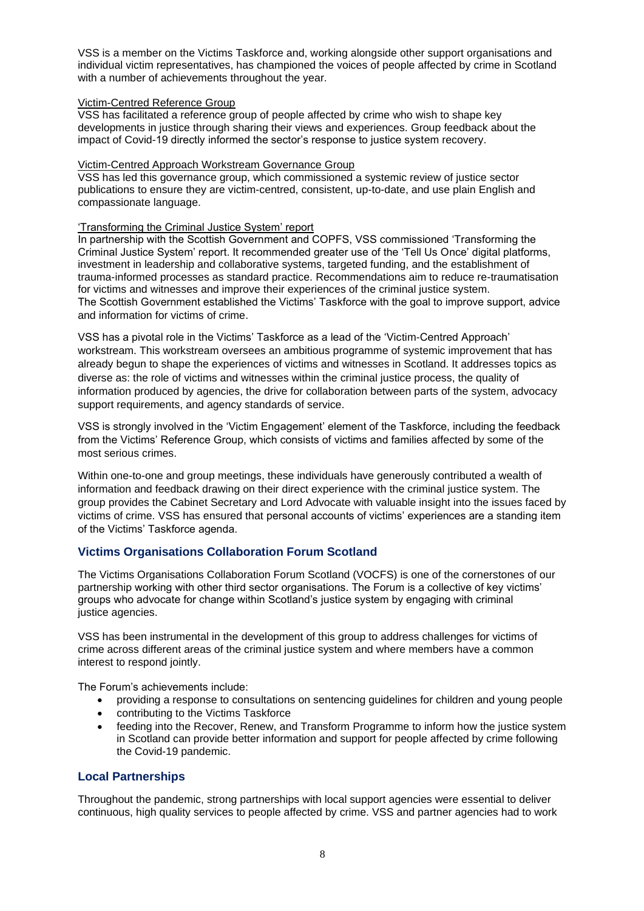VSS is a member on the Victims Taskforce and, working alongside other support organisations and individual victim representatives, has championed the voices of people affected by crime in Scotland with a number of achievements throughout the year.

Victim-Centred Reference Group
VSS has facilitated a reference group of people affected by crime who wish to shape key developments in justice through sharing their views and experiences. Group feedback about the impact of Covid-19 directly informed the sector's response to justice system recovery.

Victim-Centred Approach Workstream Governance Group
VSS has led this governance group, which commissioned a systemic review of justice sector publications to ensure they are victim-centred, consistent, up-to-date, and use plain English and compassionate language.

'Transforming the Criminal Justice System' report
In partnership with the Scottish Government and COPFS, VSS commissioned 'Transforming the Criminal Justice System' report. It recommended greater use of the 'Tell Us Once' digital platforms, investment in leadership and collaborative systems, targeted funding, and the establishment of trauma-informed processes as standard practice. Recommendations aim to reduce re-traumatisation for victims and witnesses and improve their experiences of the criminal justice system.
The Scottish Government established the Victims' Taskforce with the goal to improve support, advice and information for victims of crime.

VSS has a pivotal role in the Victims' Taskforce as a lead of the 'Victim-Centred Approach' workstream. This workstream oversees an ambitious programme of systemic improvement that has already begun to shape the experiences of victims and witnesses in Scotland. It addresses topics as diverse as: the role of victims and witnesses within the criminal justice process, the quality of information produced by agencies, the drive for collaboration between parts of the system, advocacy support requirements, and agency standards of service.

VSS is strongly involved in the 'Victim Engagement' element of the Taskforce, including the feedback from the Victims' Reference Group, which consists of victims and families affected by some of the most serious crimes.

Within one-to-one and group meetings, these individuals have generously contributed a wealth of information and feedback drawing on their direct experience with the criminal justice system. The group provides the Cabinet Secretary and Lord Advocate with valuable insight into the issues faced by victims of crime. VSS has ensured that personal accounts of victims' experiences are a standing item of the Victims' Taskforce agenda.

## Victims Organisations Collaboration Forum Scotland

The Victims Organisations Collaboration Forum Scotland (VOCFS) is one of the cornerstones of our partnership working with other third sector organisations. The Forum is a collective of key victims' groups who advocate for change within Scotland's justice system by engaging with criminal justice agencies.

VSS has been instrumental in the development of this group to address challenges for victims of crime across different areas of the criminal justice system and where members have a common interest to respond jointly.

The Forum's achievements include:

- providing a response to consultations on sentencing guidelines for children and young people
- contributing to the Victims Taskforce
- feeding into the Recover, Renew, and Transform Programme to inform how the justice system in Scotland can provide better information and support for people affected by crime following the Covid-19 pandemic.

## Local Partnerships

Throughout the pandemic, strong partnerships with local support agencies were essential to deliver continuous, high quality services to people affected by crime. VSS and partner agencies had to work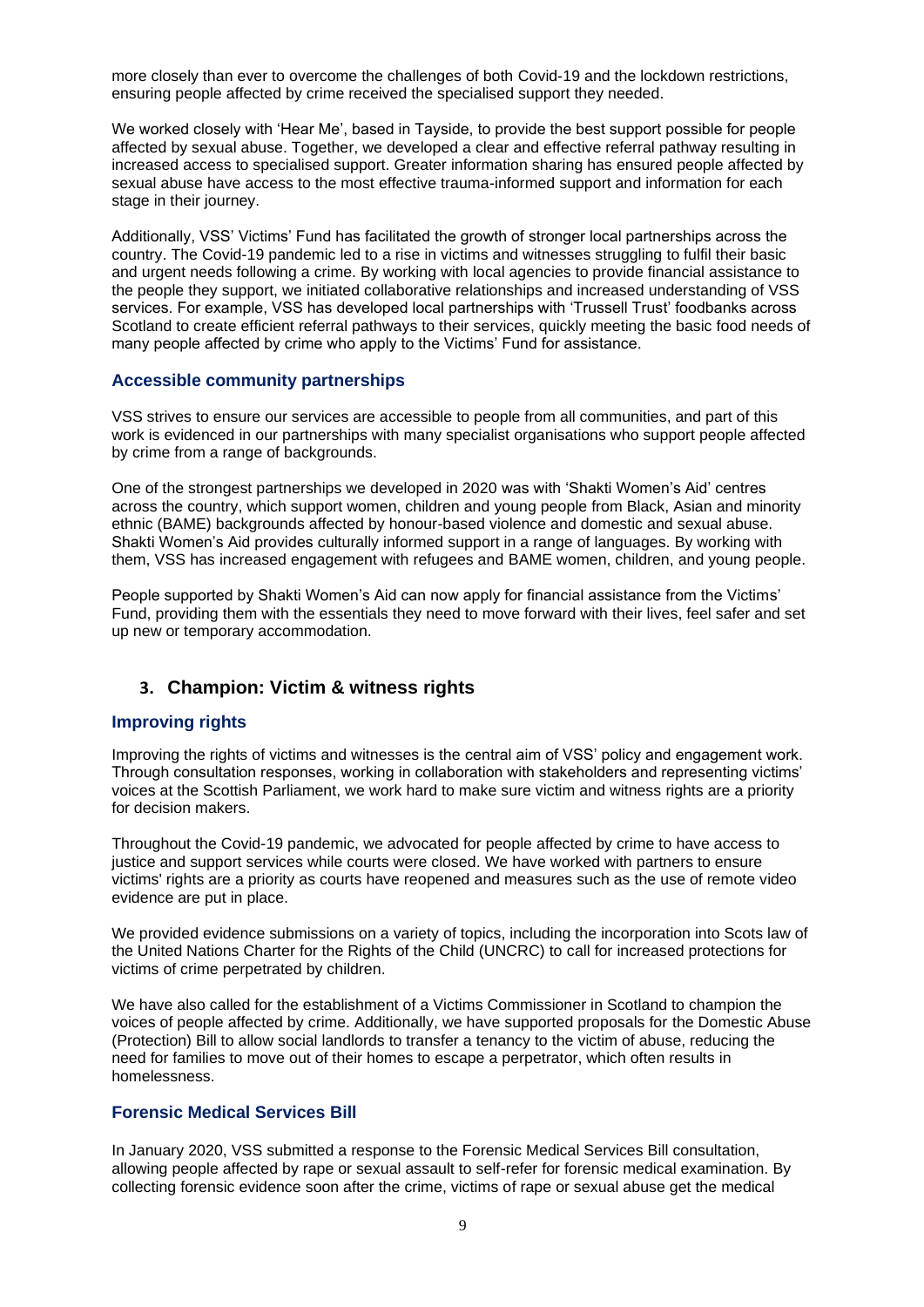more closely than ever to overcome the challenges of both Covid-19 and the lockdown restrictions, ensuring people affected by crime received the specialised support they needed.

We worked closely with 'Hear Me', based in Tayside, to provide the best support possible for people affected by sexual abuse. Together, we developed a clear and effective referral pathway resulting in increased access to specialised support. Greater information sharing has ensured people affected by sexual abuse have access to the most effective trauma-informed support and information for each stage in their journey.

Additionally, VSS' Victims' Fund has facilitated the growth of stronger local partnerships across the country. The Covid-19 pandemic led to a rise in victims and witnesses struggling to fulfil their basic and urgent needs following a crime. By working with local agencies to provide financial assistance to the people they support, we initiated collaborative relationships and increased understanding of VSS services. For example, VSS has developed local partnerships with 'Trussell Trust' foodbanks across Scotland to create efficient referral pathways to their services, quickly meeting the basic food needs of many people affected by crime who apply to the Victims' Fund for assistance.

### Accessible community partnerships

VSS strives to ensure our services are accessible to people from all communities, and part of this work is evidenced in our partnerships with many specialist organisations who support people affected by crime from a range of backgrounds.

One of the strongest partnerships we developed in 2020 was with 'Shakti Women's Aid' centres across the country, which support women, children and young people from Black, Asian and minority ethnic (BAME) backgrounds affected by honour-based violence and domestic and sexual abuse. Shakti Women's Aid provides culturally informed support in a range of languages. By working with them, VSS has increased engagement with refugees and BAME women, children, and young people.

People supported by Shakti Women's Aid can now apply for financial assistance from the Victims' Fund, providing them with the essentials they need to move forward with their lives, feel safer and set up new or temporary accommodation.

## 3. Champion: Victim & witness rights

### Improving rights

Improving the rights of victims and witnesses is the central aim of VSS' policy and engagement work. Through consultation responses, working in collaboration with stakeholders and representing victims' voices at the Scottish Parliament, we work hard to make sure victim and witness rights are a priority for decision makers.

Throughout the Covid-19 pandemic, we advocated for people affected by crime to have access to justice and support services while courts were closed. We have worked with partners to ensure victims' rights are a priority as courts have reopened and measures such as the use of remote video evidence are put in place.

We provided evidence submissions on a variety of topics, including the incorporation into Scots law of the United Nations Charter for the Rights of the Child (UNCRC) to call for increased protections for victims of crime perpetrated by children.

We have also called for the establishment of a Victims Commissioner in Scotland to champion the voices of people affected by crime. Additionally, we have supported proposals for the Domestic Abuse (Protection) Bill to allow social landlords to transfer a tenancy to the victim of abuse, reducing the need for families to move out of their homes to escape a perpetrator, which often results in homelessness.

### Forensic Medical Services Bill

In January 2020, VSS submitted a response to the Forensic Medical Services Bill consultation, allowing people affected by rape or sexual assault to self-refer for forensic medical examination. By collecting forensic evidence soon after the crime, victims of rape or sexual abuse get the medical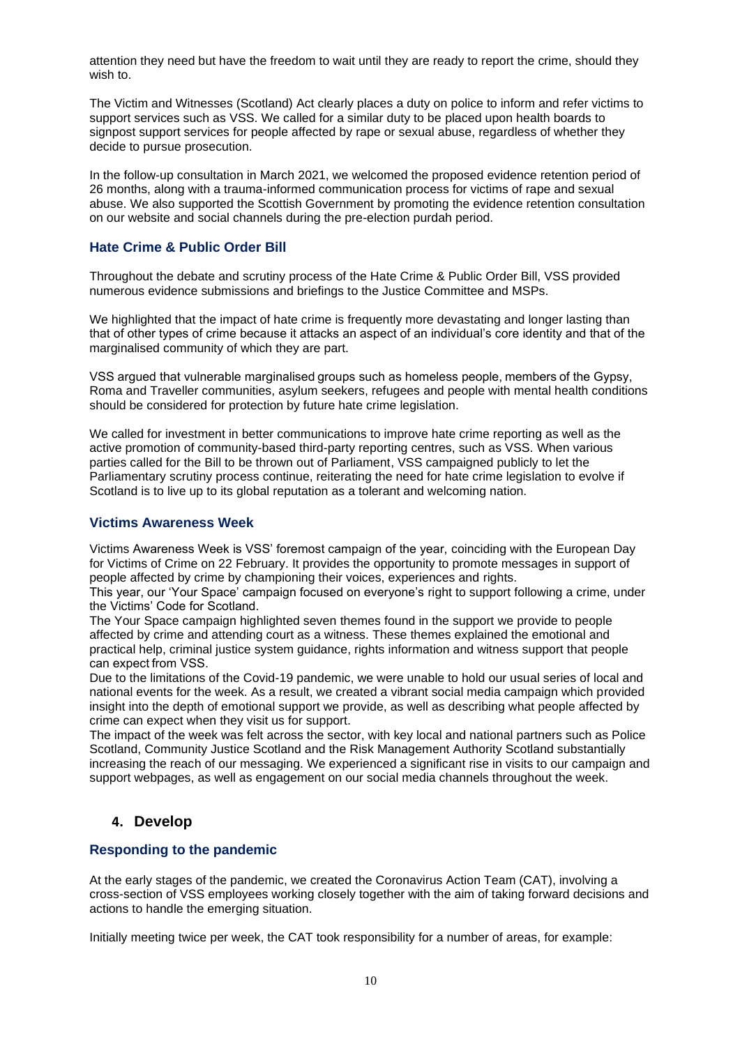attention they need but have the freedom to wait until they are ready to report the crime, should they wish to.

The Victim and Witnesses (Scotland) Act clearly places a duty on police to inform and refer victims to support services such as VSS. We called for a similar duty to be placed upon health boards to signpost support services for people affected by rape or sexual abuse, regardless of whether they decide to pursue prosecution.

In the follow-up consultation in March 2021, we welcomed the proposed evidence retention period of 26 months, along with a trauma-informed communication process for victims of rape and sexual abuse. We also supported the Scottish Government by promoting the evidence retention consultation on our website and social channels during the pre-election purdah period.

### Hate Crime & Public Order Bill

Throughout the debate and scrutiny process of the Hate Crime & Public Order Bill, VSS provided numerous evidence submissions and briefings to the Justice Committee and MSPs.

We highlighted that the impact of hate crime is frequently more devastating and longer lasting than that of other types of crime because it attacks an aspect of an individual's core identity and that of the marginalised community of which they are part.

VSS argued that vulnerable marginalised groups such as homeless people, members of the Gypsy, Roma and Traveller communities, asylum seekers, refugees and people with mental health conditions should be considered for protection by future hate crime legislation.

We called for investment in better communications to improve hate crime reporting as well as the active promotion of community-based third-party reporting centres, such as VSS. When various parties called for the Bill to be thrown out of Parliament, VSS campaigned publicly to let the Parliamentary scrutiny process continue, reiterating the need for hate crime legislation to evolve if Scotland is to live up to its global reputation as a tolerant and welcoming nation.

### Victims Awareness Week

Victims Awareness Week is VSS' foremost campaign of the year, coinciding with the European Day for Victims of Crime on 22 February. It provides the opportunity to promote messages in support of people affected by crime by championing their voices, experiences and rights.
This year, our 'Your Space' campaign focused on everyone's right to support following a crime, under the Victims' Code for Scotland.
The Your Space campaign highlighted seven themes found in the support we provide to people affected by crime and attending court as a witness. These themes explained the emotional and practical help, criminal justice system guidance, rights information and witness support that people can expect from VSS.
Due to the limitations of the Covid-19 pandemic, we were unable to hold our usual series of local and national events for the week. As a result, we created a vibrant social media campaign which provided insight into the depth of emotional support we provide, as well as describing what people affected by crime can expect when they visit us for support.
The impact of the week was felt across the sector, with key local and national partners such as Police Scotland, Community Justice Scotland and the Risk Management Authority Scotland substantially increasing the reach of our messaging. We experienced a significant rise in visits to our campaign and support webpages, as well as engagement on our social media channels throughout the week.

## 4. Develop

### Responding to the pandemic

At the early stages of the pandemic, we created the Coronavirus Action Team (CAT), involving a cross-section of VSS employees working closely together with the aim of taking forward decisions and actions to handle the emerging situation.

Initially meeting twice per week, the CAT took responsibility for a number of areas, for example: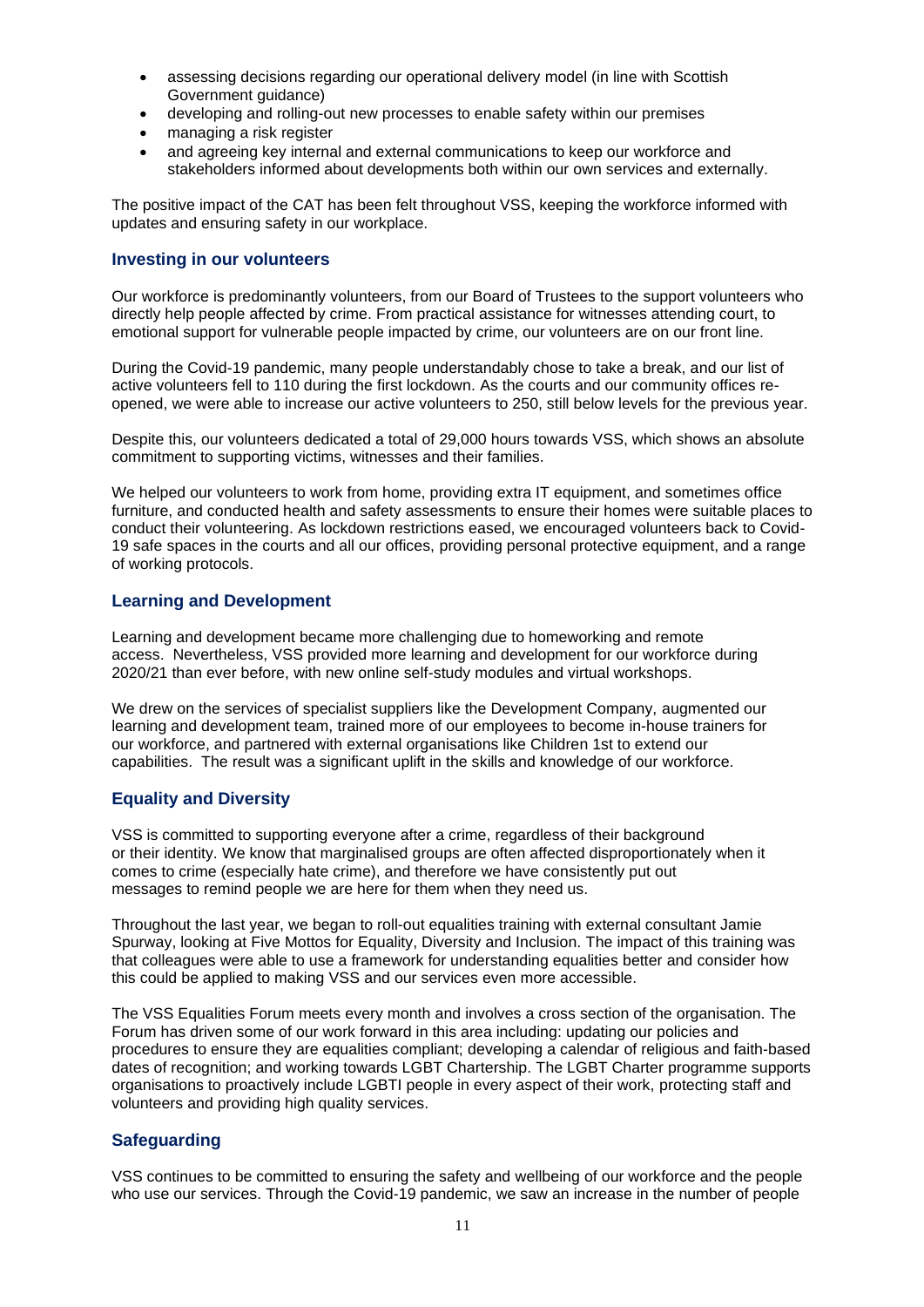- assessing decisions regarding our operational delivery model (in line with Scottish Government guidance)
- developing and rolling-out new processes to enable safety within our premises
- managing a risk register
- and agreeing key internal and external communications to keep our workforce and stakeholders informed about developments both within our own services and externally.

The positive impact of the CAT has been felt throughout VSS, keeping the workforce informed with updates and ensuring safety in our workplace.

### Investing in our volunteers

Our workforce is predominantly volunteers, from our Board of Trustees to the support volunteers who directly help people affected by crime. From practical assistance for witnesses attending court, to emotional support for vulnerable people impacted by crime, our volunteers are on our front line.

During the Covid-19 pandemic, many people understandably chose to take a break, and our list of active volunteers fell to 110 during the first lockdown. As the courts and our community offices re-opened, we were able to increase our active volunteers to 250, still below levels for the previous year.

Despite this, our volunteers dedicated a total of 29,000 hours towards VSS, which shows an absolute commitment to supporting victims, witnesses and their families.

We helped our volunteers to work from home, providing extra IT equipment, and sometimes office furniture, and conducted health and safety assessments to ensure their homes were suitable places to conduct their volunteering. As lockdown restrictions eased, we encouraged volunteers back to Covid-19 safe spaces in the courts and all our offices, providing personal protective equipment, and a range of working protocols.

### Learning and Development

Learning and development became more challenging due to homeworking and remote access. Nevertheless, VSS provided more learning and development for our workforce during 2020/21 than ever before, with new online self-study modules and virtual workshops.

We drew on the services of specialist suppliers like the Development Company, augmented our learning and development team, trained more of our employees to become in-house trainers for our workforce, and partnered with external organisations like Children 1st to extend our capabilities. The result was a significant uplift in the skills and knowledge of our workforce.

### Equality and Diversity

VSS is committed to supporting everyone after a crime, regardless of their background or their identity. We know that marginalised groups are often affected disproportionately when it comes to crime (especially hate crime), and therefore we have consistently put out messages to remind people we are here for them when they need us.

Throughout the last year, we began to roll-out equalities training with external consultant Jamie Spurway, looking at Five Mottos for Equality, Diversity and Inclusion. The impact of this training was that colleagues were able to use a framework for understanding equalities better and consider how this could be applied to making VSS and our services even more accessible.

The VSS Equalities Forum meets every month and involves a cross section of the organisation. The Forum has driven some of our work forward in this area including: updating our policies and procedures to ensure they are equalities compliant; developing a calendar of religious and faith-based dates of recognition; and working towards LGBT Chartership. The LGBT Charter programme supports organisations to proactively include LGBTI people in every aspect of their work, protecting staff and volunteers and providing high quality services.

### Safeguarding

VSS continues to be committed to ensuring the safety and wellbeing of our workforce and the people who use our services. Through the Covid-19 pandemic, we saw an increase in the number of people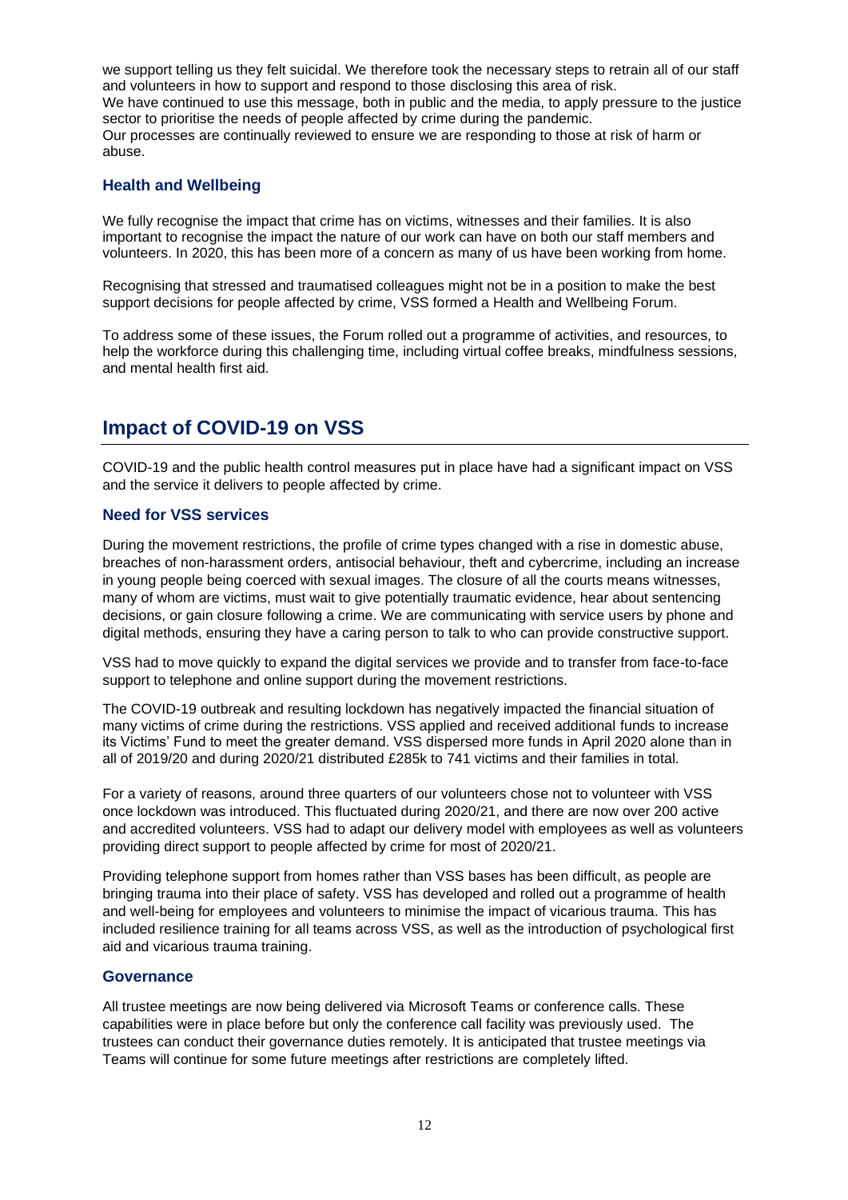we support telling us they felt suicidal. We therefore took the necessary steps to retrain all of our staff and volunteers in how to support and respond to those disclosing this area of risk.
We have continued to use this message, both in public and the media, to apply pressure to the justice sector to prioritise the needs of people affected by crime during the pandemic.
Our processes are continually reviewed to ensure we are responding to those at risk of harm or abuse.

### Health and Wellbeing

We fully recognise the impact that crime has on victims, witnesses and their families. It is also important to recognise the impact the nature of our work can have on both our staff members and volunteers. In 2020, this has been more of a concern as many of us have been working from home.

Recognising that stressed and traumatised colleagues might not be in a position to make the best support decisions for people affected by crime, VSS formed a Health and Wellbeing Forum.

To address some of these issues, the Forum rolled out a programme of activities, and resources, to help the workforce during this challenging time, including virtual coffee breaks, mindfulness sessions, and mental health first aid.

## Impact of COVID-19 on VSS

COVID-19 and the public health control measures put in place have had a significant impact on VSS and the service it delivers to people affected by crime.

### Need for VSS services

During the movement restrictions, the profile of crime types changed with a rise in domestic abuse, breaches of non-harassment orders, antisocial behaviour, theft and cybercrime, including an increase in young people being coerced with sexual images. The closure of all the courts means witnesses, many of whom are victims, must wait to give potentially traumatic evidence, hear about sentencing decisions, or gain closure following a crime. We are communicating with service users by phone and digital methods, ensuring they have a caring person to talk to who can provide constructive support.

VSS had to move quickly to expand the digital services we provide and to transfer from face-to-face support to telephone and online support during the movement restrictions.

The COVID-19 outbreak and resulting lockdown has negatively impacted the financial situation of many victims of crime during the restrictions. VSS applied and received additional funds to increase its Victims' Fund to meet the greater demand. VSS dispersed more funds in April 2020 alone than in all of 2019/20 and during 2020/21 distributed £285k to 741 victims and their families in total.

For a variety of reasons, around three quarters of our volunteers chose not to volunteer with VSS once lockdown was introduced. This fluctuated during 2020/21, and there are now over 200 active and accredited volunteers. VSS had to adapt our delivery model with employees as well as volunteers providing direct support to people affected by crime for most of 2020/21.

Providing telephone support from homes rather than VSS bases has been difficult, as people are bringing trauma into their place of safety. VSS has developed and rolled out a programme of health and well-being for employees and volunteers to minimise the impact of vicarious trauma. This has included resilience training for all teams across VSS, as well as the introduction of psychological first aid and vicarious trauma training.

### Governance

All trustee meetings are now being delivered via Microsoft Teams or conference calls. These capabilities were in place before but only the conference call facility was previously used. The trustees can conduct their governance duties remotely. It is anticipated that trustee meetings via Teams will continue for some future meetings after restrictions are completely lifted.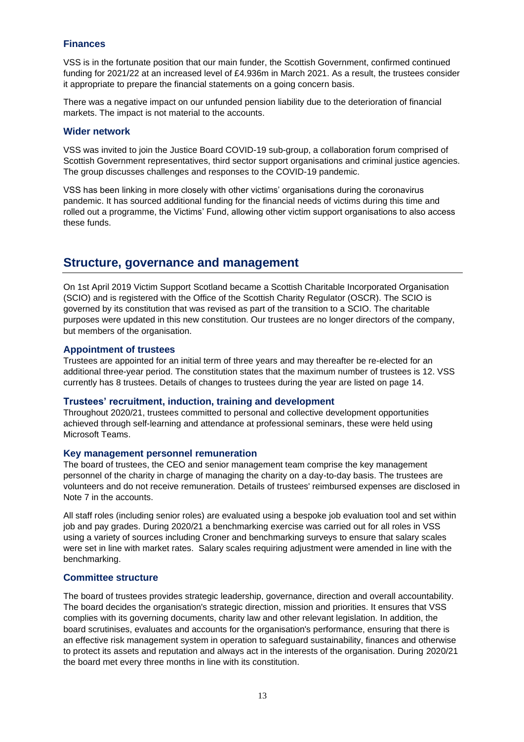### Finances

VSS is in the fortunate position that our main funder, the Scottish Government, confirmed continued funding for 2021/22 at an increased level of £4.936m in March 2021. As a result, the trustees consider it appropriate to prepare the financial statements on a going concern basis.

There was a negative impact on our unfunded pension liability due to the deterioration of financial markets. The impact is not material to the accounts.

### Wider network

VSS was invited to join the Justice Board COVID-19 sub-group, a collaboration forum comprised of Scottish Government representatives, third sector support organisations and criminal justice agencies. The group discusses challenges and responses to the COVID-19 pandemic.

VSS has been linking in more closely with other victims' organisations during the coronavirus pandemic. It has sourced additional funding for the financial needs of victims during this time and rolled out a programme, the Victims' Fund, allowing other victim support organisations to also access these funds.

## Structure, governance and management

On 1st April 2019 Victim Support Scotland became a Scottish Charitable Incorporated Organisation (SCIO) and is registered with the Office of the Scottish Charity Regulator (OSCR). The SCIO is governed by its constitution that was revised as part of the transition to a SCIO. The charitable purposes were updated in this new constitution. Our trustees are no longer directors of the company, but members of the organisation.

### Appointment of trustees

Trustees are appointed for an initial term of three years and may thereafter be re-elected for an additional three-year period. The constitution states that the maximum number of trustees is 12. VSS currently has 8 trustees. Details of changes to trustees during the year are listed on page 14.

### Trustees' recruitment, induction, training and development

Throughout 2020/21, trustees committed to personal and collective development opportunities achieved through self-learning and attendance at professional seminars, these were held using Microsoft Teams.

### Key management personnel remuneration

The board of trustees, the CEO and senior management team comprise the key management personnel of the charity in charge of managing the charity on a day-to-day basis. The trustees are volunteers and do not receive remuneration. Details of trustees' reimbursed expenses are disclosed in Note 7 in the accounts.

All staff roles (including senior roles) are evaluated using a bespoke job evaluation tool and set within job and pay grades. During 2020/21 a benchmarking exercise was carried out for all roles in VSS using a variety of sources including Croner and benchmarking surveys to ensure that salary scales were set in line with market rates. Salary scales requiring adjustment were amended in line with the benchmarking.

### Committee structure

The board of trustees provides strategic leadership, governance, direction and overall accountability. The board decides the organisation's strategic direction, mission and priorities. It ensures that VSS complies with its governing documents, charity law and other relevant legislation. In addition, the board scrutinises, evaluates and accounts for the organisation's performance, ensuring that there is an effective risk management system in operation to safeguard sustainability, finances and otherwise to protect its assets and reputation and always act in the interests of the organisation. During 2020/21 the board met every three months in line with its constitution.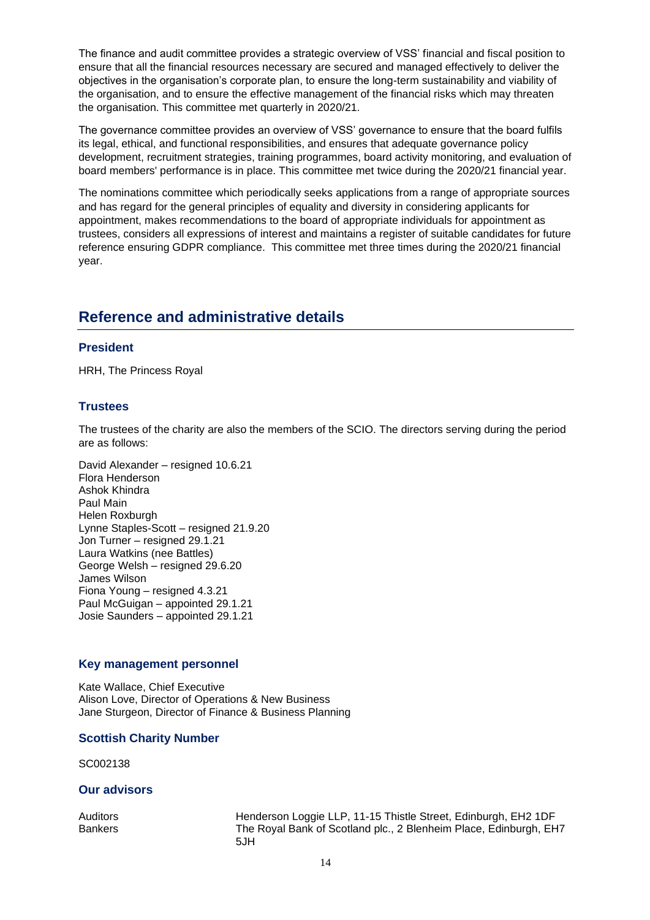The finance and audit committee provides a strategic overview of VSS' financial and fiscal position to ensure that all the financial resources necessary are secured and managed effectively to deliver the objectives in the organisation's corporate plan, to ensure the long-term sustainability and viability of the organisation, and to ensure the effective management of the financial risks which may threaten the organisation. This committee met quarterly in 2020/21.

The governance committee provides an overview of VSS' governance to ensure that the board fulfils its legal, ethical, and functional responsibilities, and ensures that adequate governance policy development, recruitment strategies, training programmes, board activity monitoring, and evaluation of board members' performance is in place. This committee met twice during the 2020/21 financial year.

The nominations committee which periodically seeks applications from a range of appropriate sources and has regard for the general principles of equality and diversity in considering applicants for appointment, makes recommendations to the board of appropriate individuals for appointment as trustees, considers all expressions of interest and maintains a register of suitable candidates for future reference ensuring GDPR compliance. This committee met three times during the 2020/21 financial year.

## Reference and administrative details

### President

HRH, The Princess Royal

### Trustees

The trustees of the charity are also the members of the SCIO. The directors serving during the period are as follows:

David Alexander – resigned 10.6.21
Flora Henderson
Ashok Khindra
Paul Main
Helen Roxburgh
Lynne Staples-Scott – resigned 21.9.20
Jon Turner – resigned 29.1.21
Laura Watkins (nee Battles)
George Welsh – resigned 29.6.20
James Wilson
Fiona Young – resigned 4.3.21
Paul McGuigan – appointed 29.1.21
Josie Saunders – appointed 29.1.21

### Key management personnel

Kate Wallace, Chief Executive
Alison Love, Director of Operations & New Business
Jane Sturgeon, Director of Finance & Business Planning

### Scottish Charity Number

SC002138

### Our advisors

| | |
|---|---|
| Auditors | Henderson Loggie LLP, 11-15 Thistle Street, Edinburgh, EH2 1DF |
| Bankers | The Royal Bank of Scotland plc., 2 Blenheim Place, Edinburgh, EH7 5JH |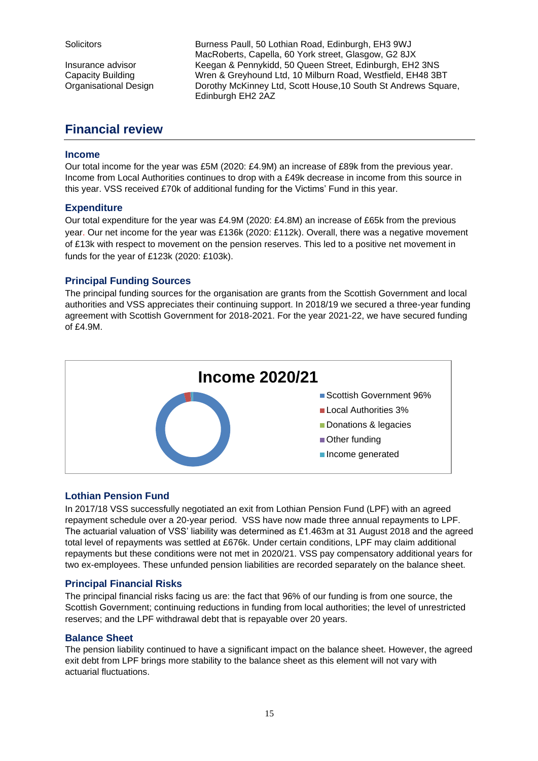| | |
|---|---|
| Solicitors | Burness Paull, 50 Lothian Road, Edinburgh, EH3 9WJ<br>MacRoberts, Capella, 60 York street, Glasgow, G2 8JX |
| Insurance advisor | Keegan & Pennykidd, 50 Queen Street, Edinburgh, EH2 3NS |
| Capacity Building | Wren & Greyhound Ltd, 10 Milburn Road, Westfield, EH48 3BT |
| Organisational Design | Dorothy McKinney Ltd, Scott House,10 South St Andrews Square, Edinburgh EH2 2AZ |

## Financial review

### Income

Our total income for the year was £5M (2020: £4.9M) an increase of £89k from the previous year. Income from Local Authorities continues to drop with a £49k decrease in income from this source in this year. VSS received £70k of additional funding for the Victims' Fund in this year.

### Expenditure

Our total expenditure for the year was £4.9M (2020: £4.8M) an increase of £65k from the previous year. Our net income for the year was £136k (2020: £112k). Overall, there was a negative movement of £13k with respect to movement on the pension reserves. This led to a positive net movement in funds for the year of £123k (2020: £103k).

### Principal Funding Sources

The principal funding sources for the organisation are grants from the Scottish Government and local authorities and VSS appreciates their continuing support. In 2018/19 we secured a three-year funding agreement with Scottish Government for 2018-2021. For the year 2021-22, we have secured funding of £4.9M.

**Income 2020/21**

- Scottish Government 96%
- Local Authorities 3%
- Donations & legacies
- Other funding
- Income generated

### Lothian Pension Fund

In 2017/18 VSS successfully negotiated an exit from Lothian Pension Fund (LPF) with an agreed repayment schedule over a 20-year period. VSS have now made three annual repayments to LPF. The actuarial valuation of VSS' liability was determined as £1.463m at 31 August 2018 and the agreed total level of repayments was settled at £676k. Under certain conditions, LPF may claim additional repayments but these conditions were not met in 2020/21. VSS pay compensatory additional years for two ex-employees. These unfunded pension liabilities are recorded separately on the balance sheet.

### Principal Financial Risks

The principal financial risks facing us are: the fact that 96% of our funding is from one source, the Scottish Government; continuing reductions in funding from local authorities; the level of unrestricted reserves; and the LPF withdrawal debt that is repayable over 20 years.

### Balance Sheet

The pension liability continued to have a significant impact on the balance sheet. However, the agreed exit debt from LPF brings more stability to the balance sheet as this element will not vary with actuarial fluctuations.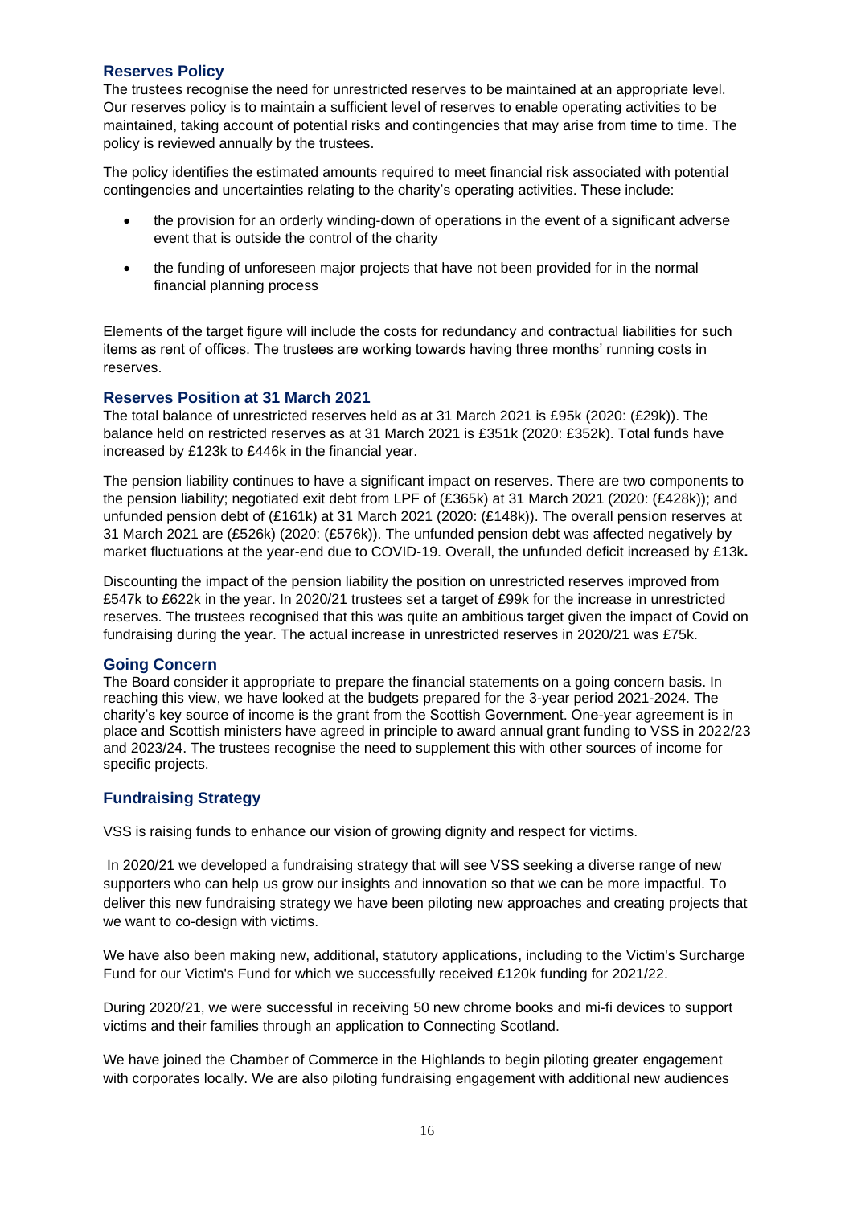## Reserves Policy

The trustees recognise the need for unrestricted reserves to be maintained at an appropriate level. Our reserves policy is to maintain a sufficient level of reserves to enable operating activities to be maintained, taking account of potential risks and contingencies that may arise from time to time. The policy is reviewed annually by the trustees.

The policy identifies the estimated amounts required to meet financial risk associated with potential contingencies and uncertainties relating to the charity's operating activities. These include:

- the provision for an orderly winding-down of operations in the event of a significant adverse event that is outside the control of the charity
- the funding of unforeseen major projects that have not been provided for in the normal financial planning process

Elements of the target figure will include the costs for redundancy and contractual liabilities for such items as rent of offices. The trustees are working towards having three months' running costs in reserves.

## Reserves Position at 31 March 2021

The total balance of unrestricted reserves held as at 31 March 2021 is £95k (2020: (£29k)). The balance held on restricted reserves as at 31 March 2021 is £351k (2020: £352k). Total funds have increased by £123k to £446k in the financial year.

The pension liability continues to have a significant impact on reserves. There are two components to the pension liability; negotiated exit debt from LPF of (£365k) at 31 March 2021 (2020: (£428k)); and unfunded pension debt of (£161k) at 31 March 2021 (2020: (£148k)). The overall pension reserves at 31 March 2021 are (£526k) (2020: (£576k)). The unfunded pension debt was affected negatively by market fluctuations at the year-end due to COVID-19. Overall, the unfunded deficit increased by £13k**.**

Discounting the impact of the pension liability the position on unrestricted reserves improved from £547k to £622k in the year. In 2020/21 trustees set a target of £99k for the increase in unrestricted reserves. The trustees recognised that this was quite an ambitious target given the impact of Covid on fundraising during the year. The actual increase in unrestricted reserves in 2020/21 was £75k.

## Going Concern

The Board consider it appropriate to prepare the financial statements on a going concern basis. In reaching this view, we have looked at the budgets prepared for the 3-year period 2021-2024. The charity's key source of income is the grant from the Scottish Government. One-year agreement is in place and Scottish ministers have agreed in principle to award annual grant funding to VSS in 2022/23 and 2023/24. The trustees recognise the need to supplement this with other sources of income for specific projects.

## Fundraising Strategy

VSS is raising funds to enhance our vision of growing dignity and respect for victims.

In 2020/21 we developed a fundraising strategy that will see VSS seeking a diverse range of new supporters who can help us grow our insights and innovation so that we can be more impactful. To deliver this new fundraising strategy we have been piloting new approaches and creating projects that we want to co-design with victims.

We have also been making new, additional, statutory applications, including to the Victim's Surcharge Fund for our Victim's Fund for which we successfully received £120k funding for 2021/22.

During 2020/21, we were successful in receiving 50 new chrome books and mi-fi devices to support victims and their families through an application to Connecting Scotland.

We have joined the Chamber of Commerce in the Highlands to begin piloting greater engagement with corporates locally. We are also piloting fundraising engagement with additional new audiences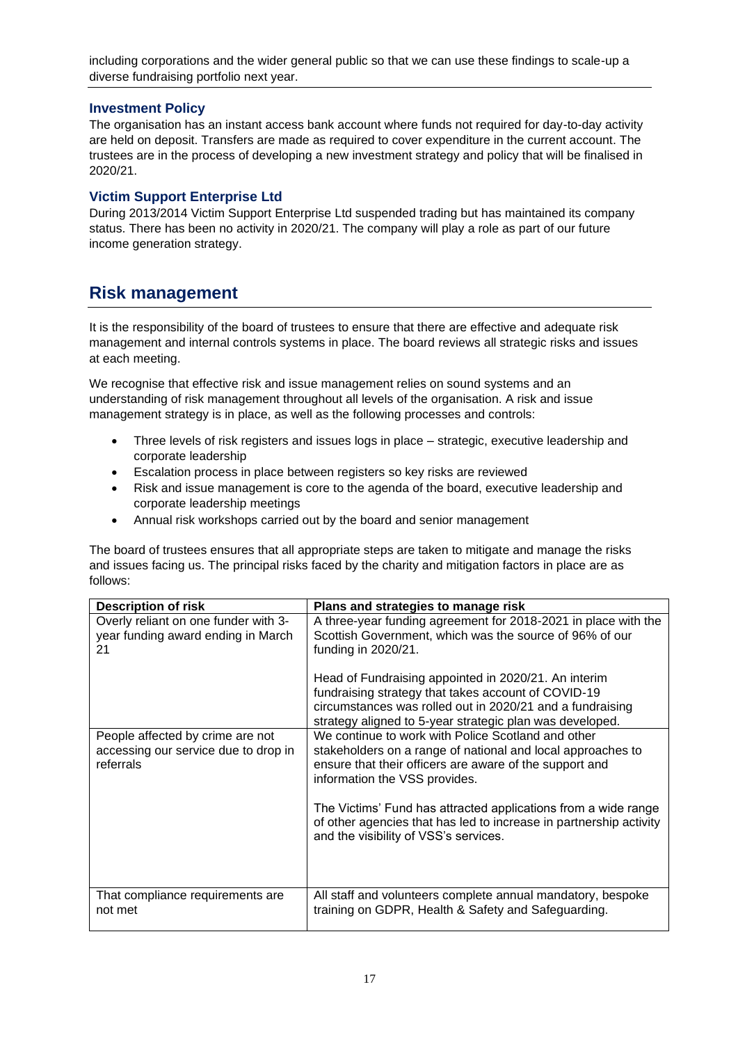including corporations and the wider general public so that we can use these findings to scale-up a diverse fundraising portfolio next year.

### Investment Policy

The organisation has an instant access bank account where funds not required for day-to-day activity are held on deposit. Transfers are made as required to cover expenditure in the current account. The trustees are in the process of developing a new investment strategy and policy that will be finalised in 2020/21.

### Victim Support Enterprise Ltd

During 2013/2014 Victim Support Enterprise Ltd suspended trading but has maintained its company status. There has been no activity in 2020/21. The company will play a role as part of our future income generation strategy.

## Risk management

It is the responsibility of the board of trustees to ensure that there are effective and adequate risk management and internal controls systems in place. The board reviews all strategic risks and issues at each meeting.

We recognise that effective risk and issue management relies on sound systems and an understanding of risk management throughout all levels of the organisation. A risk and issue management strategy is in place, as well as the following processes and controls:

- Three levels of risk registers and issues logs in place – strategic, executive leadership and corporate leadership
- Escalation process in place between registers so key risks are reviewed
- Risk and issue management is core to the agenda of the board, executive leadership and corporate leadership meetings
- Annual risk workshops carried out by the board and senior management

The board of trustees ensures that all appropriate steps are taken to mitigate and manage the risks and issues facing us. The principal risks faced by the charity and mitigation factors in place are as follows:

| Description of risk | Plans and strategies to manage risk |
|---|---|
| Overly reliant on one funder with 3-year funding award ending in March 21 | A three-year funding agreement for 2018-2021 in place with the Scottish Government, which was the source of 96% of our funding in 2020/21.<br><br>Head of Fundraising appointed in 2020/21. An interim fundraising strategy that takes account of COVID-19 circumstances was rolled out in 2020/21 and a fundraising strategy aligned to 5-year strategic plan was developed. |
| People affected by crime are not accessing our service due to drop in referrals | We continue to work with Police Scotland and other stakeholders on a range of national and local approaches to ensure that their officers are aware of the support and information the VSS provides.<br><br>The Victims' Fund has attracted applications from a wide range of other agencies that has led to increase in partnership activity and the visibility of VSS's services. |
| That compliance requirements are not met | All staff and volunteers complete annual mandatory, bespoke training on GDPR, Health & Safety and Safeguarding. |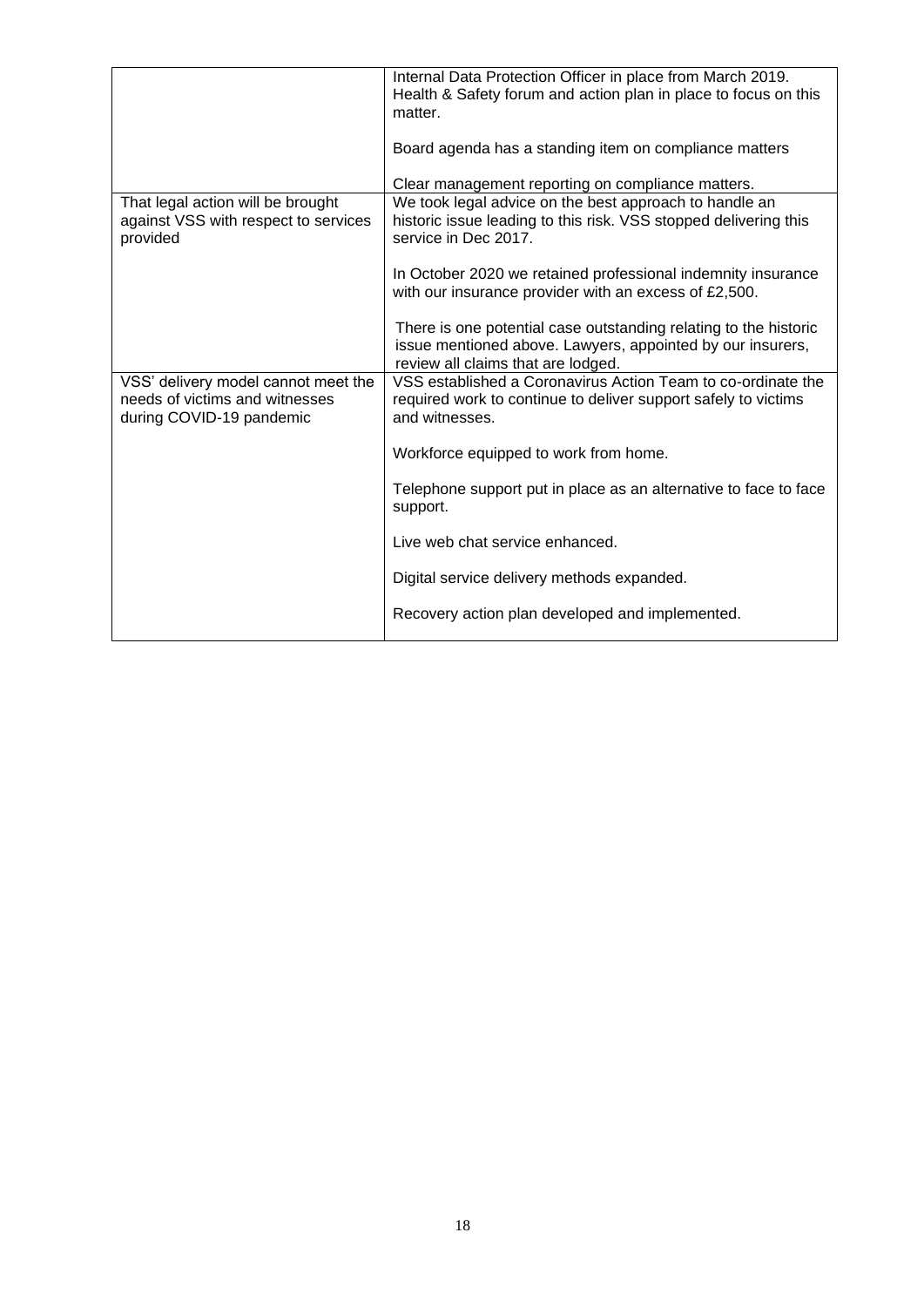| | |
|---|---|
| | Internal Data Protection Officer in place from March 2019. Health & Safety forum and action plan in place to focus on this matter.<br><br>Board agenda has a standing item on compliance matters<br><br>Clear management reporting on compliance matters. |
| That legal action will be brought against VSS with respect to services provided | We took legal advice on the best approach to handle an historic issue leading to this risk. VSS stopped delivering this service in Dec 2017.<br><br>In October 2020 we retained professional indemnity insurance with our insurance provider with an excess of £2,500.<br><br>There is one potential case outstanding relating to the historic issue mentioned above. Lawyers, appointed by our insurers, review all claims that are lodged. |
| VSS' delivery model cannot meet the needs of victims and witnesses during COVID-19 pandemic | VSS established a Coronavirus Action Team to co-ordinate the required work to continue to deliver support safely to victims and witnesses.<br><br>Workforce equipped to work from home.<br><br>Telephone support put in place as an alternative to face to face support.<br><br>Live web chat service enhanced.<br><br>Digital service delivery methods expanded.<br><br>Recovery action plan developed and implemented. |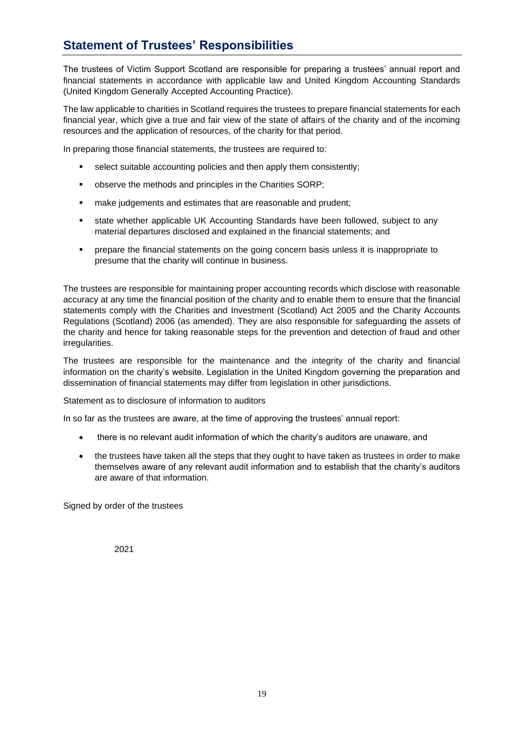## Statement of Trustees' Responsibilities

The trustees of Victim Support Scotland are responsible for preparing a trustees' annual report and financial statements in accordance with applicable law and United Kingdom Accounting Standards (United Kingdom Generally Accepted Accounting Practice).

The law applicable to charities in Scotland requires the trustees to prepare financial statements for each financial year, which give a true and fair view of the state of affairs of the charity and of the incoming resources and the application of resources, of the charity for that period.

In preparing those financial statements, the trustees are required to:

- select suitable accounting policies and then apply them consistently;
- observe the methods and principles in the Charities SORP;
- make judgements and estimates that are reasonable and prudent;
- state whether applicable UK Accounting Standards have been followed, subject to any material departures disclosed and explained in the financial statements; and
- prepare the financial statements on the going concern basis unless it is inappropriate to presume that the charity will continue in business.

The trustees are responsible for maintaining proper accounting records which disclose with reasonable accuracy at any time the financial position of the charity and to enable them to ensure that the financial statements comply with the Charities and Investment (Scotland) Act 2005 and the Charity Accounts Regulations (Scotland) 2006 (as amended). They are also responsible for safeguarding the assets of the charity and hence for taking reasonable steps for the prevention and detection of fraud and other irregularities.

The trustees are responsible for the maintenance and the integrity of the charity and financial information on the charity's website. Legislation in the United Kingdom governing the preparation and dissemination of financial statements may differ from legislation in other jurisdictions.

Statement as to disclosure of information to auditors

In so far as the trustees are aware, at the time of approving the trustees' annual report:

- there is no relevant audit information of which the charity's auditors are unaware, and
- the trustees have taken all the steps that they ought to have taken as trustees in order to make themselves aware of any relevant audit information and to establish that the charity's auditors are aware of that information.

Signed by order of the trustees

2021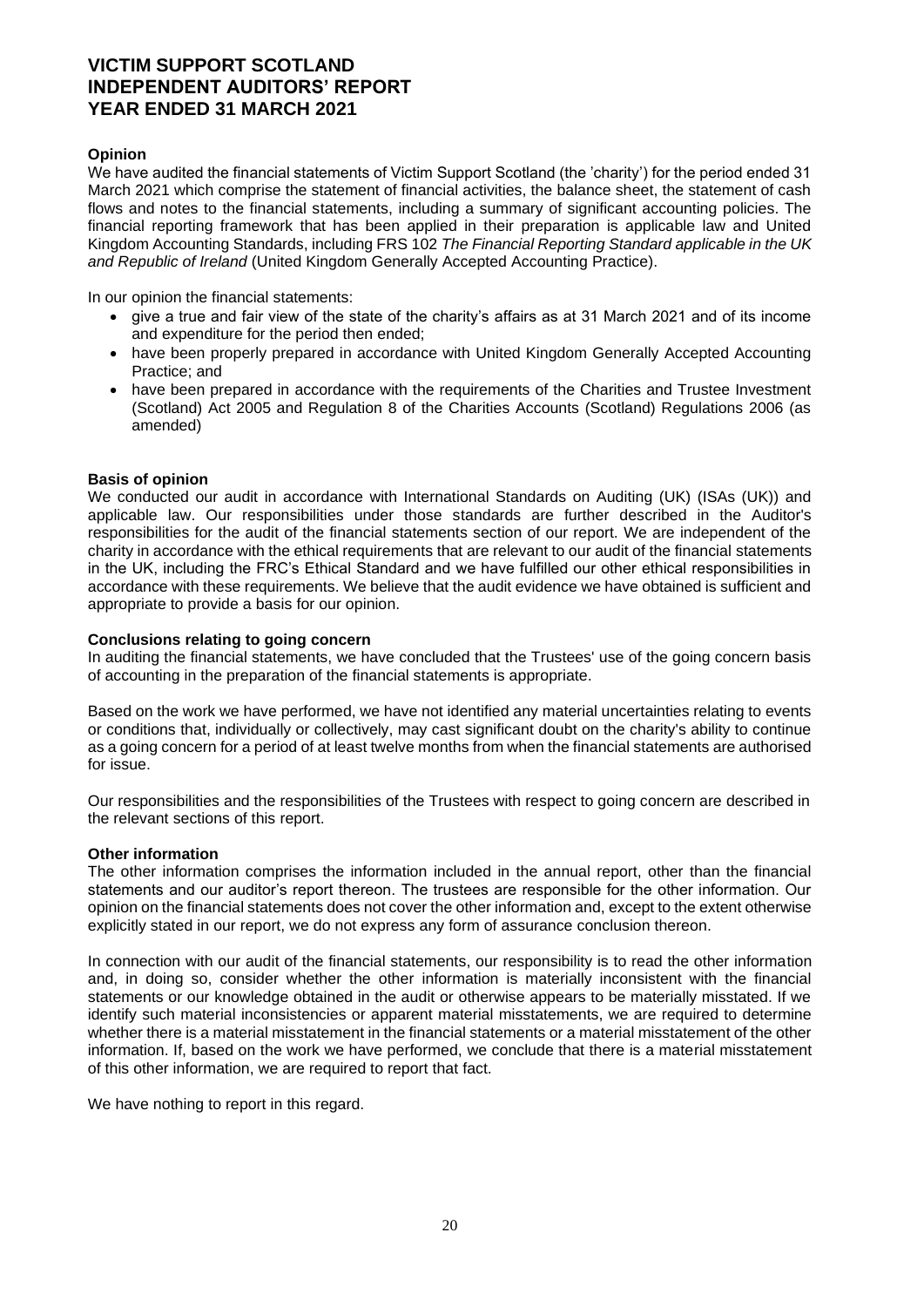# VICTIM SUPPORT SCOTLAND
# INDEPENDENT AUDITORS' REPORT
# YEAR ENDED 31 MARCH 2021

**Opinion**

We have audited the financial statements of Victim Support Scotland (the 'charity') for the period ended 31 March 2021 which comprise the statement of financial activities, the balance sheet, the statement of cash flows and notes to the financial statements, including a summary of significant accounting policies. The financial reporting framework that has been applied in their preparation is applicable law and United Kingdom Accounting Standards, including FRS 102 *The Financial Reporting Standard applicable in the UK and Republic of Ireland* (United Kingdom Generally Accepted Accounting Practice).

In our opinion the financial statements:

- give a true and fair view of the state of the charity's affairs as at 31 March 2021 and of its income and expenditure for the period then ended;
- have been properly prepared in accordance with United Kingdom Generally Accepted Accounting Practice; and
- have been prepared in accordance with the requirements of the Charities and Trustee Investment (Scotland) Act 2005 and Regulation 8 of the Charities Accounts (Scotland) Regulations 2006 (as amended)

**Basis of opinion**

We conducted our audit in accordance with International Standards on Auditing (UK) (ISAs (UK)) and applicable law. Our responsibilities under those standards are further described in the Auditor's responsibilities for the audit of the financial statements section of our report. We are independent of the charity in accordance with the ethical requirements that are relevant to our audit of the financial statements in the UK, including the FRC's Ethical Standard and we have fulfilled our other ethical responsibilities in accordance with these requirements. We believe that the audit evidence we have obtained is sufficient and appropriate to provide a basis for our opinion.

**Conclusions relating to going concern**

In auditing the financial statements, we have concluded that the Trustees' use of the going concern basis of accounting in the preparation of the financial statements is appropriate.

Based on the work we have performed, we have not identified any material uncertainties relating to events or conditions that, individually or collectively, may cast significant doubt on the charity's ability to continue as a going concern for a period of at least twelve months from when the financial statements are authorised for issue.

Our responsibilities and the responsibilities of the Trustees with respect to going concern are described in the relevant sections of this report.

**Other information**

The other information comprises the information included in the annual report, other than the financial statements and our auditor's report thereon. The trustees are responsible for the other information. Our opinion on the financial statements does not cover the other information and, except to the extent otherwise explicitly stated in our report, we do not express any form of assurance conclusion thereon.

In connection with our audit of the financial statements, our responsibility is to read the other information and, in doing so, consider whether the other information is materially inconsistent with the financial statements or our knowledge obtained in the audit or otherwise appears to be materially misstated. If we identify such material inconsistencies or apparent material misstatements, we are required to determine whether there is a material misstatement in the financial statements or a material misstatement of the other information. If, based on the work we have performed, we conclude that there is a material misstatement of this other information, we are required to report that fact.

We have nothing to report in this regard.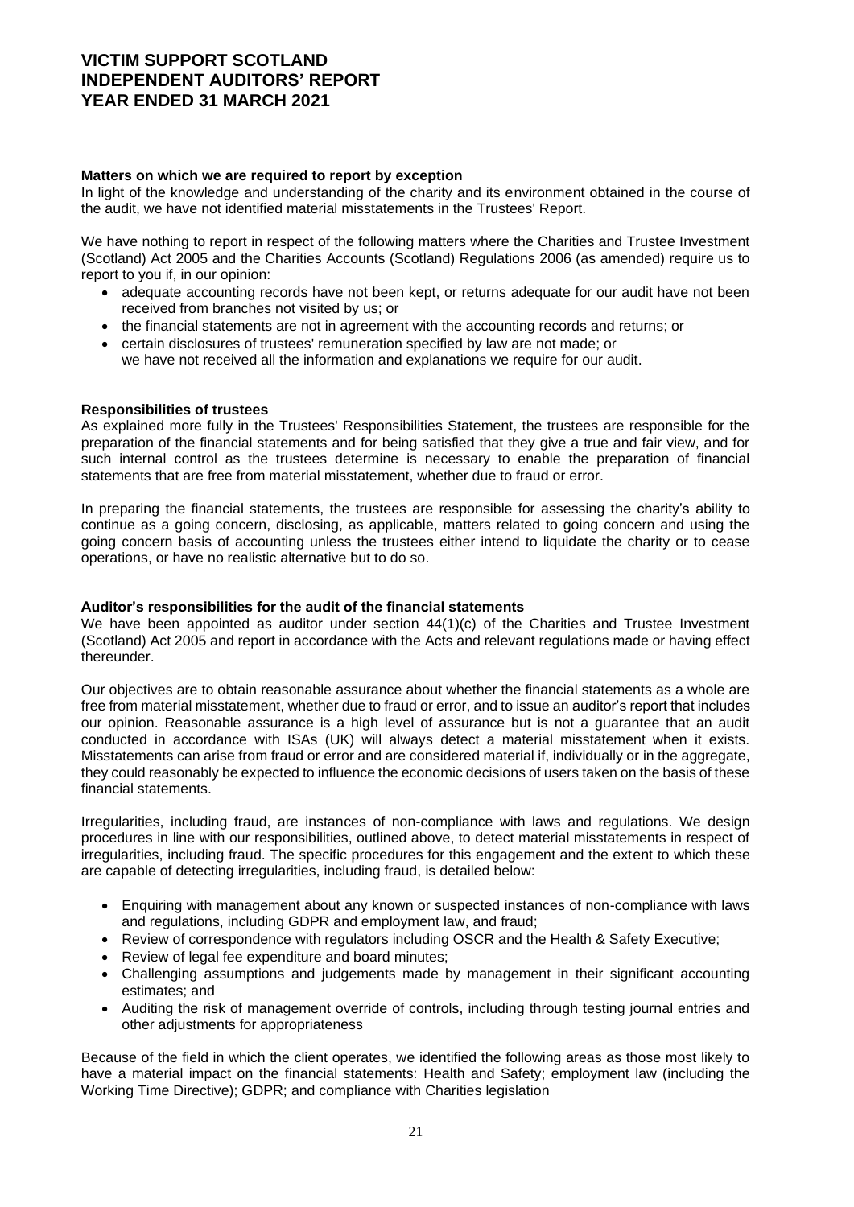**Matters on which we are required to report by exception**

In light of the knowledge and understanding of the charity and its environment obtained in the course of the audit, we have not identified material misstatements in the Trustees' Report.

We have nothing to report in respect of the following matters where the Charities and Trustee Investment (Scotland) Act 2005 and the Charities Accounts (Scotland) Regulations 2006 (as amended) require us to report to you if, in our opinion:

- adequate accounting records have not been kept, or returns adequate for our audit have not been received from branches not visited by us; or
- the financial statements are not in agreement with the accounting records and returns; or
- certain disclosures of trustees' remuneration specified by law are not made; or
  we have not received all the information and explanations we require for our audit.

**Responsibilities of trustees**

As explained more fully in the Trustees' Responsibilities Statement, the trustees are responsible for the preparation of the financial statements and for being satisfied that they give a true and fair view, and for such internal control as the trustees determine is necessary to enable the preparation of financial statements that are free from material misstatement, whether due to fraud or error.

In preparing the financial statements, the trustees are responsible for assessing the charity's ability to continue as a going concern, disclosing, as applicable, matters related to going concern and using the going concern basis of accounting unless the trustees either intend to liquidate the charity or to cease operations, or have no realistic alternative but to do so.

**Auditor's responsibilities for the audit of the financial statements**

We have been appointed as auditor under section 44(1)(c) of the Charities and Trustee Investment (Scotland) Act 2005 and report in accordance with the Acts and relevant regulations made or having effect thereunder.

Our objectives are to obtain reasonable assurance about whether the financial statements as a whole are free from material misstatement, whether due to fraud or error, and to issue an auditor's report that includes our opinion. Reasonable assurance is a high level of assurance but is not a guarantee that an audit conducted in accordance with ISAs (UK) will always detect a material misstatement when it exists. Misstatements can arise from fraud or error and are considered material if, individually or in the aggregate, they could reasonably be expected to influence the economic decisions of users taken on the basis of these financial statements.

Irregularities, including fraud, are instances of non-compliance with laws and regulations. We design procedures in line with our responsibilities, outlined above, to detect material misstatements in respect of irregularities, including fraud. The specific procedures for this engagement and the extent to which these are capable of detecting irregularities, including fraud, is detailed below:

- Enquiring with management about any known or suspected instances of non-compliance with laws and regulations, including GDPR and employment law, and fraud;
- Review of correspondence with regulators including OSCR and the Health & Safety Executive;
- Review of legal fee expenditure and board minutes;
- Challenging assumptions and judgements made by management in their significant accounting estimates; and
- Auditing the risk of management override of controls, including through testing journal entries and other adjustments for appropriateness

Because of the field in which the client operates, we identified the following areas as those most likely to have a material impact on the financial statements: Health and Safety; employment law (including the Working Time Directive); GDPR; and compliance with Charities legislation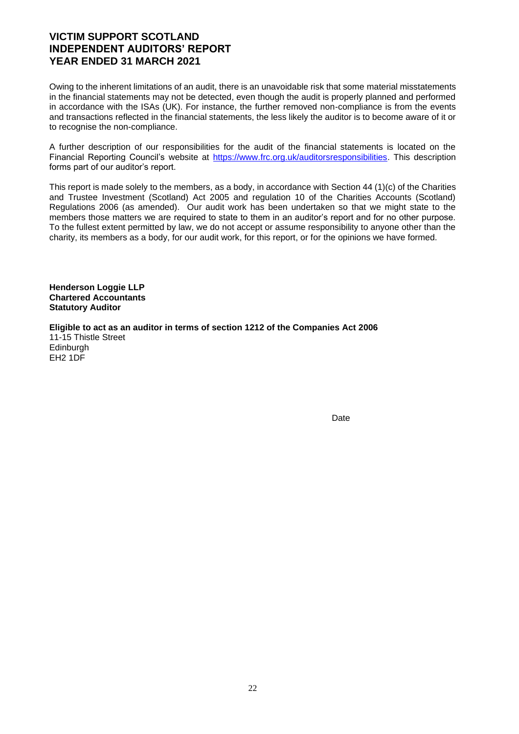Owing to the inherent limitations of an audit, there is an unavoidable risk that some material misstatements in the financial statements may not be detected, even though the audit is properly planned and performed in accordance with the ISAs (UK). For instance, the further removed non-compliance is from the events and transactions reflected in the financial statements, the less likely the auditor is to become aware of it or to recognise the non-compliance.

A further description of our responsibilities for the audit of the financial statements is located on the Financial Reporting Council's website at https://www.frc.org.uk/auditorsresponsibilities. This description forms part of our auditor's report.

This report is made solely to the members, as a body, in accordance with Section 44 (1)(c) of the Charities and Trustee Investment (Scotland) Act 2005 and regulation 10 of the Charities Accounts (Scotland) Regulations 2006 (as amended). Our audit work has been undertaken so that we might state to the members those matters we are required to state to them in an auditor's report and for no other purpose. To the fullest extent permitted by law, we do not accept or assume responsibility to anyone other than the charity, its members as a body, for our audit work, for this report, or for the opinions we have formed.

**Henderson Loggie LLP**
**Chartered Accountants**
**Statutory Auditor**

**Eligible to act as an auditor in terms of section 1212 of the Companies Act 2006**
11-15 Thistle Street
Edinburgh
EH2 1DF

Date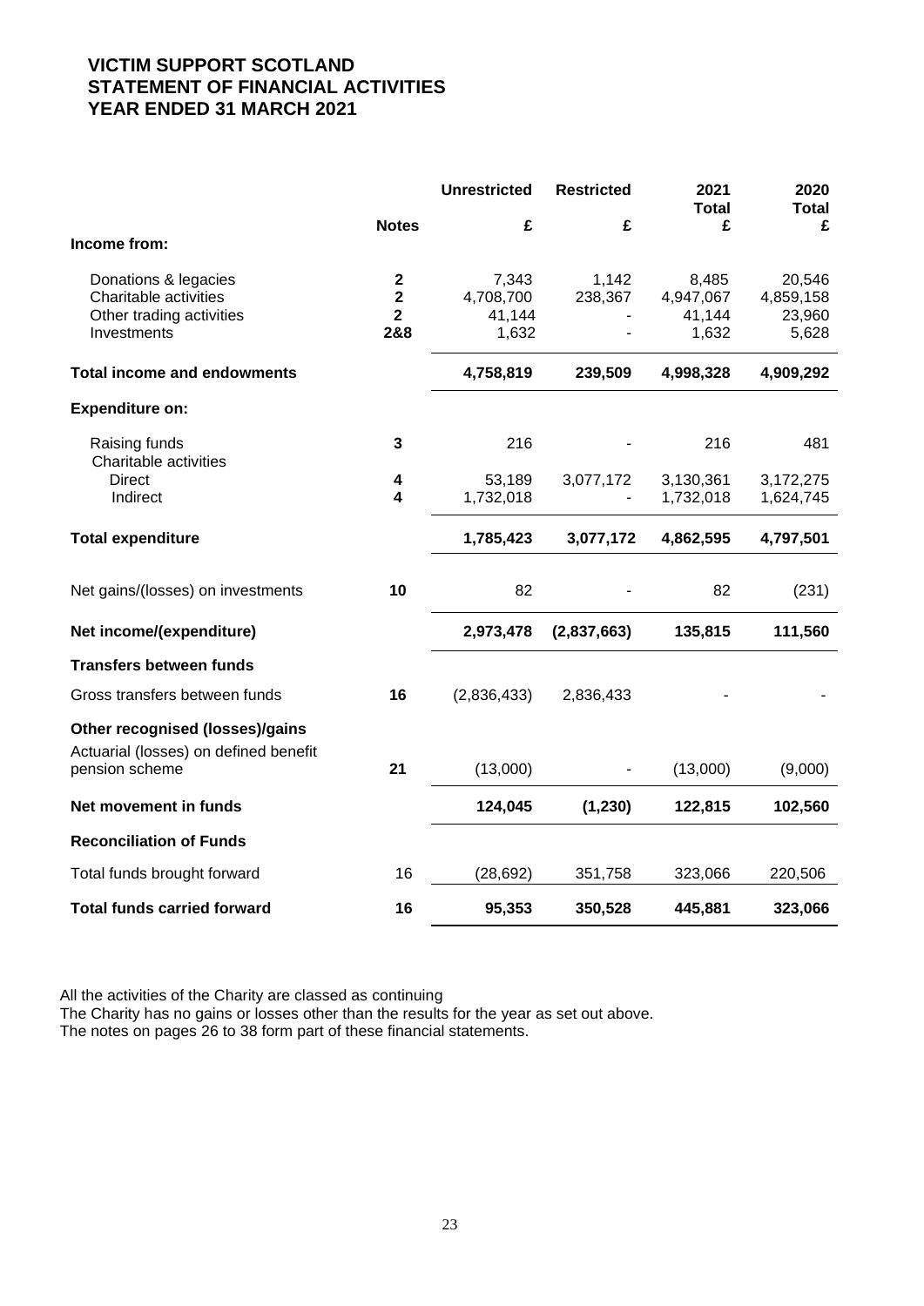# VICTIM SUPPORT SCOTLAND
# STATEMENT OF FINANCIAL ACTIVITIES
# YEAR ENDED 31 MARCH 2021

| | Notes | Unrestricted £ | Restricted £ | 2021 Total £ | 2020 Total £ |
|---|---|---|---|---|---|
| **Income from:** | | | | | |
| Donations & legacies | **2** | 7,343 | 1,142 | 8,485 | 20,546 |
| Charitable activities | **2** | 4,708,700 | 238,367 | 4,947,067 | 4,859,158 |
| Other trading activities | **2** | 41,144 | - | 41,144 | 23,960 |
| Investments | **2&8** | 1,632 | - | 1,632 | 5,628 |
| **Total income and endowments** | | **4,758,819** | **239,509** | **4,998,328** | **4,909,292** |
| **Expenditure on:** | | | | | |
| Raising funds | **3** | 216 | - | 216 | 481 |
| Charitable activities | | | | | |
| Direct | **4** | 53,189 | 3,077,172 | 3,130,361 | 3,172,275 |
| Indirect | **4** | 1,732,018 | - | 1,732,018 | 1,624,745 |
| **Total expenditure** | | **1,785,423** | **3,077,172** | **4,862,595** | **4,797,501** |
| Net gains/(losses) on investments | **10** | 82 | - | 82 | (231) |
| **Net income/(expenditure)** | | **2,973,478** | **(2,837,663)** | **135,815** | **111,560** |
| **Transfers between funds** | | | | | |
| Gross transfers between funds | **16** | (2,836,433) | 2,836,433 | - | - |
| **Other recognised (losses)/gains** | | | | | |
| Actuarial (losses) on defined benefit pension scheme | **21** | (13,000) | - | (13,000) | (9,000) |
| **Net movement in funds** | | **124,045** | **(1,230)** | **122,815** | **102,560** |
| **Reconciliation of Funds** | | | | | |
| Total funds brought forward | 16 | (28,692) | 351,758 | 323,066 | 220,506 |
| **Total funds carried forward** | **16** | **95,353** | **350,528** | **445,881** | **323,066** |

All the activities of the Charity are classed as continuing
The Charity has no gains or losses other than the results for the year as set out above.
The notes on pages 26 to 38 form part of these financial statements.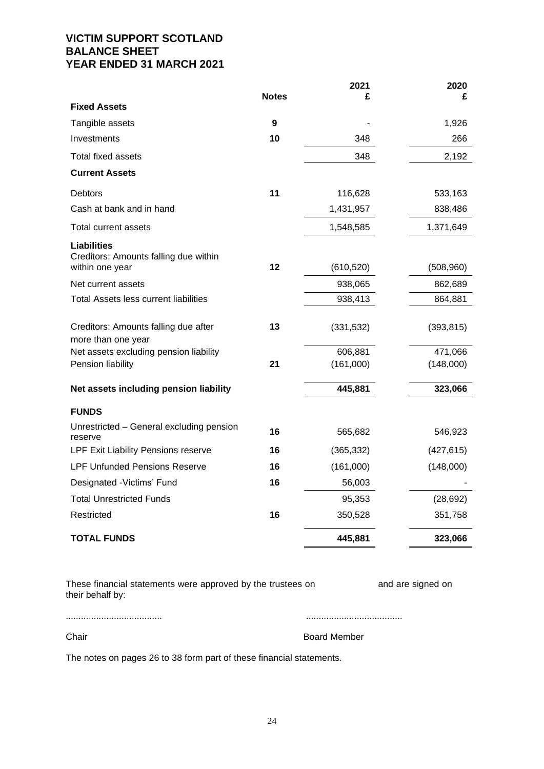# VICTIM SUPPORT SCOTLAND
# BALANCE SHEET
# YEAR ENDED 31 MARCH 2021

| | Notes | 2021 £ | 2020 £ |
|---|---|---|---|
| **Fixed Assets** | | | |
| Tangible assets | 9 | - | 1,926 |
| Investments | 10 | 348 | 266 |
| Total fixed assets | | 348 | 2,192 |
| **Current Assets** | | | |
| Debtors | 11 | 116,628 | 533,163 |
| Cash at bank and in hand | | 1,431,957 | 838,486 |
| Total current assets | | 1,548,585 | 1,371,649 |
| **Liabilities** Creditors: Amounts falling due within within one year | 12 | (610,520) | (508,960) |
| Net current assets | | 938,065 | 862,689 |
| Total Assets less current liabilities | | 938,413 | 864,881 |
| Creditors: Amounts falling due after more than one year | 13 | (331,532) | (393,815) |
| Net assets excluding pension liability | | 606,881 | 471,066 |
| Pension liability | 21 | (161,000) | (148,000) |
| **Net assets including pension liability** | | **445,881** | **323,066** |
| **FUNDS** | | | |
| Unrestricted – General excluding pension reserve | 16 | 565,682 | 546,923 |
| LPF Exit Liability Pensions reserve | 16 | (365,332) | (427,615) |
| LPF Unfunded Pensions Reserve | 16 | (161,000) | (148,000) |
| Designated -Victims' Fund | 16 | 56,003 | - |
| Total Unrestricted Funds | | 95,353 | (28,692) |
| Restricted | 16 | 350,528 | 351,758 |
| **TOTAL FUNDS** | | **445,881** | **323,066** |

These financial statements were approved by the trustees on and are signed on their behalf by:

...................................... ......................................

Chair Board Member

The notes on pages 26 to 38 form part of these financial statements.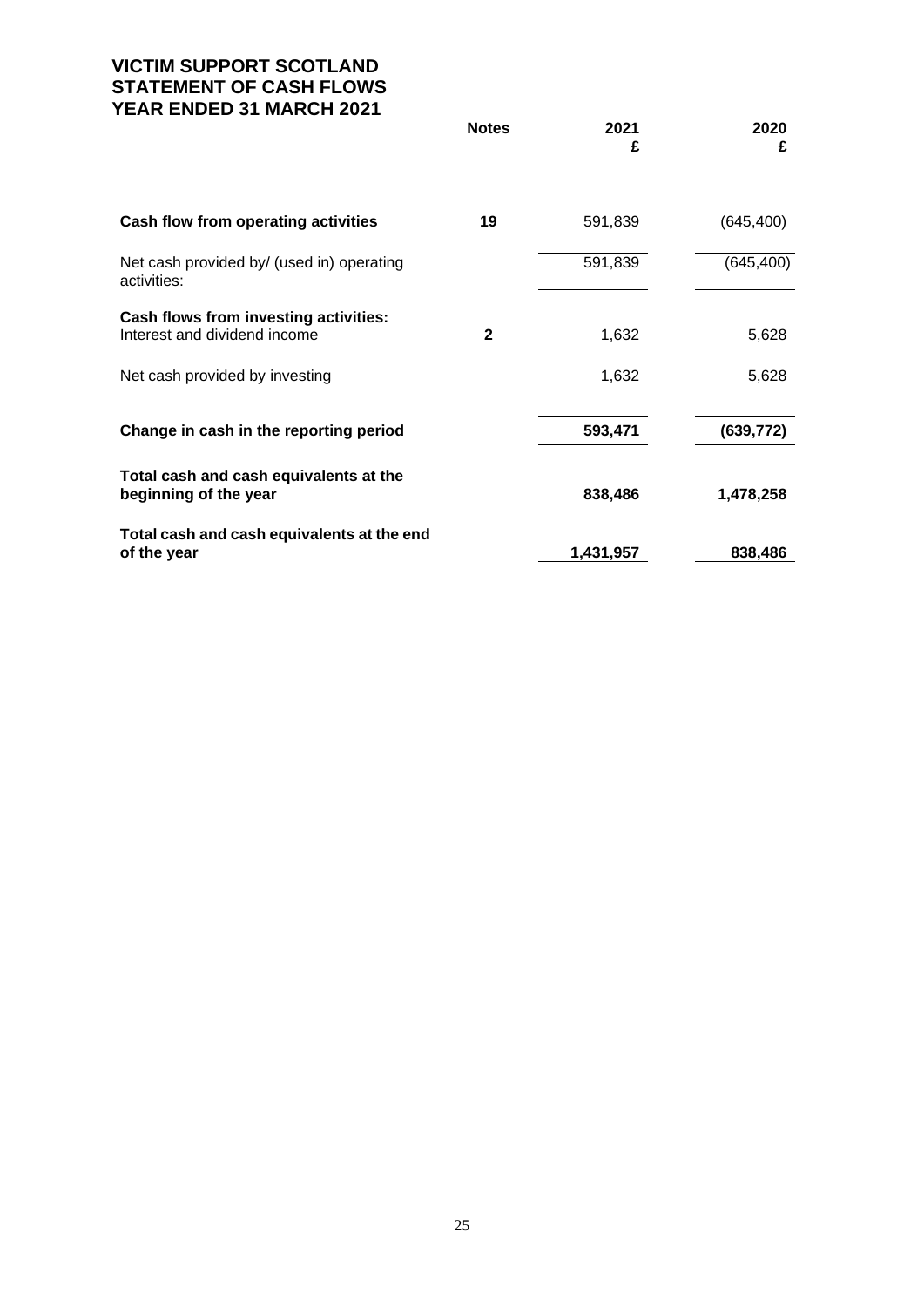# VICTIM SUPPORT SCOTLAND
# STATEMENT OF CASH FLOWS
# YEAR ENDED 31 MARCH 2021

| | Notes | 2021<br>£ | 2020<br>£ |
|---|---|---|---|
| **Cash flow from operating activities** | **19** | 591,839 | (645,400) |
| Net cash provided by/ (used in) operating activities: | | 591,839 | (645,400) |
| **Cash flows from investing activities:** | | | |
| Interest and dividend income | **2** | 1,632 | 5,628 |
| Net cash provided by investing | | 1,632 | 5,628 |
| **Change in cash in the reporting period** | | **593,471** | **(639,772)** |
| **Total cash and cash equivalents at the beginning of the year** | | **838,486** | **1,478,258** |
| **Total cash and cash equivalents at the end of the year** | | **1,431,957** | **838,486** |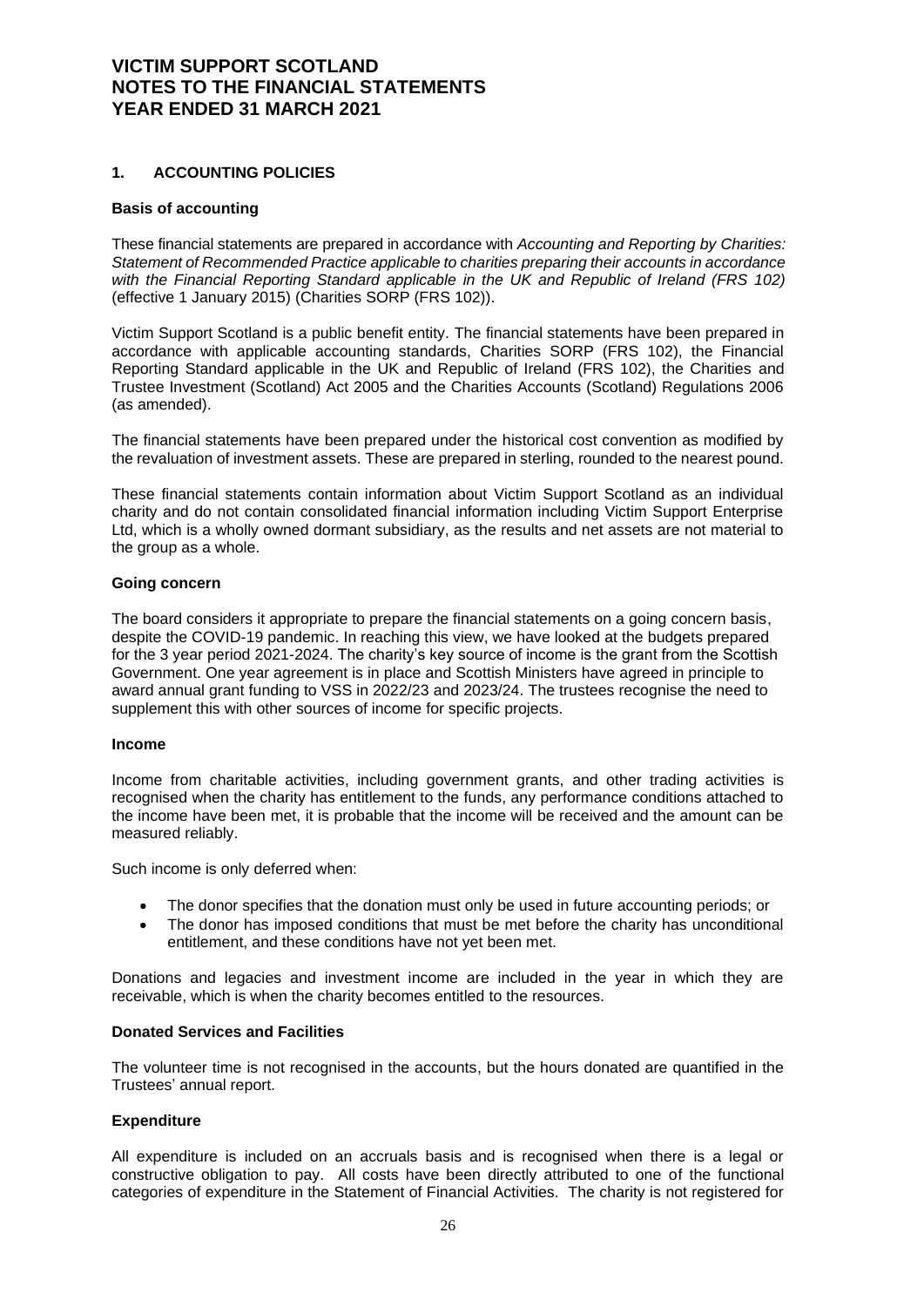# VICTIM SUPPORT SCOTLAND
# NOTES TO THE FINANCIAL STATEMENTS
# YEAR ENDED 31 MARCH 2021

## 1. ACCOUNTING POLICIES

### Basis of accounting

These financial statements are prepared in accordance with *Accounting and Reporting by Charities: Statement of Recommended Practice applicable to charities preparing their accounts in accordance with the Financial Reporting Standard applicable in the UK and Republic of Ireland (FRS 102)* (effective 1 January 2015) (Charities SORP (FRS 102)).

Victim Support Scotland is a public benefit entity. The financial statements have been prepared in accordance with applicable accounting standards, Charities SORP (FRS 102), the Financial Reporting Standard applicable in the UK and Republic of Ireland (FRS 102), the Charities and Trustee Investment (Scotland) Act 2005 and the Charities Accounts (Scotland) Regulations 2006 (as amended).

The financial statements have been prepared under the historical cost convention as modified by the revaluation of investment assets. These are prepared in sterling, rounded to the nearest pound.

These financial statements contain information about Victim Support Scotland as an individual charity and do not contain consolidated financial information including Victim Support Enterprise Ltd, which is a wholly owned dormant subsidiary, as the results and net assets are not material to the group as a whole.

### Going concern

The board considers it appropriate to prepare the financial statements on a going concern basis, despite the COVID-19 pandemic. In reaching this view, we have looked at the budgets prepared for the 3 year period 2021-2024. The charity's key source of income is the grant from the Scottish Government. One year agreement is in place and Scottish Ministers have agreed in principle to award annual grant funding to VSS in 2022/23 and 2023/24. The trustees recognise the need to supplement this with other sources of income for specific projects.

### Income

Income from charitable activities, including government grants, and other trading activities is recognised when the charity has entitlement to the funds, any performance conditions attached to the income have been met, it is probable that the income will be received and the amount can be measured reliably.

Such income is only deferred when:

- The donor specifies that the donation must only be used in future accounting periods; or
- The donor has imposed conditions that must be met before the charity has unconditional entitlement, and these conditions have not yet been met.

Donations and legacies and investment income are included in the year in which they are receivable, which is when the charity becomes entitled to the resources.

### Donated Services and Facilities

The volunteer time is not recognised in the accounts, but the hours donated are quantified in the Trustees' annual report.

### Expenditure

All expenditure is included on an accruals basis and is recognised when there is a legal or constructive obligation to pay. All costs have been directly attributed to one of the functional categories of expenditure in the Statement of Financial Activities. The charity is not registered for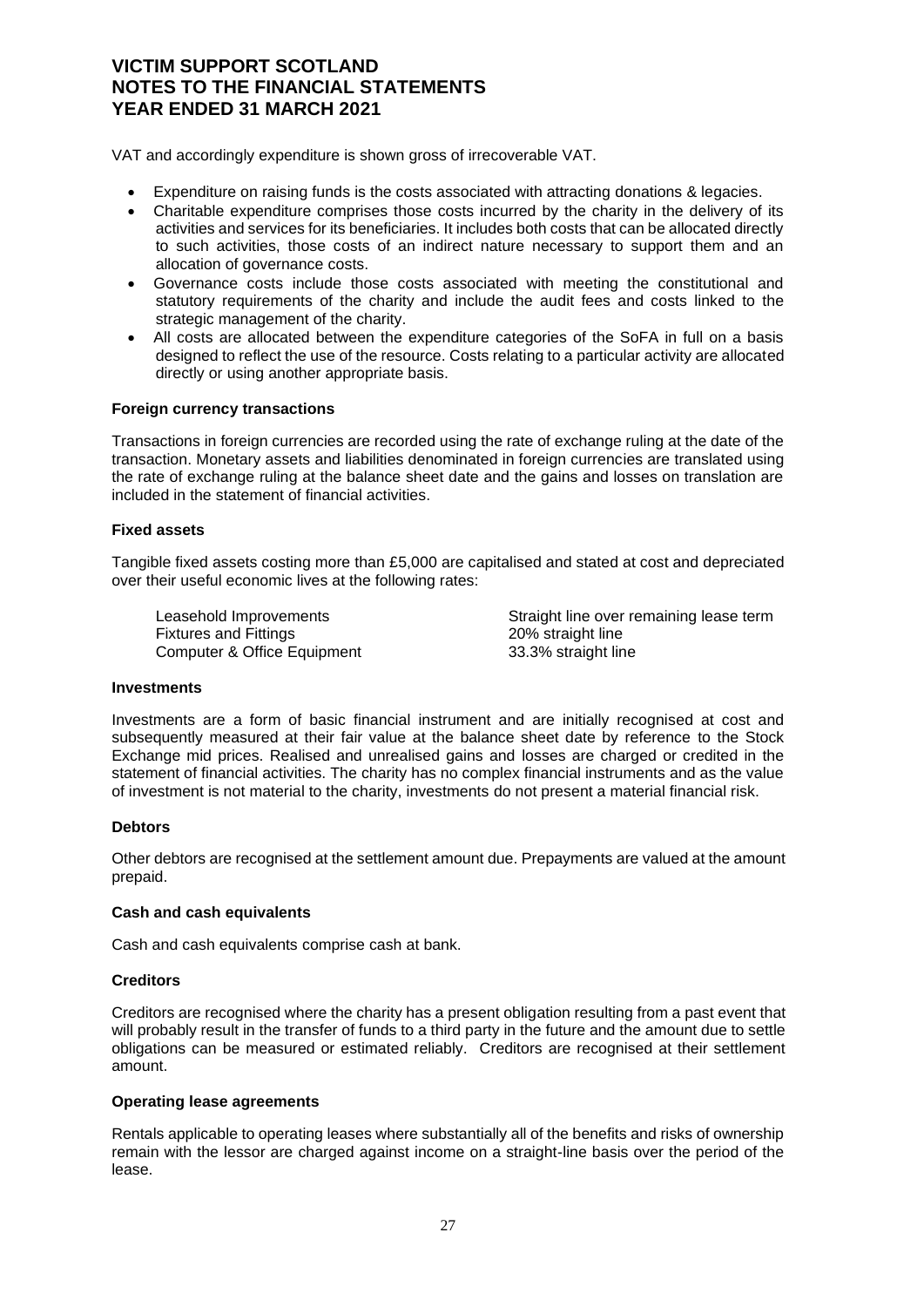VAT and accordingly expenditure is shown gross of irrecoverable VAT.

- Expenditure on raising funds is the costs associated with attracting donations & legacies.
- Charitable expenditure comprises those costs incurred by the charity in the delivery of its activities and services for its beneficiaries. It includes both costs that can be allocated directly to such activities, those costs of an indirect nature necessary to support them and an allocation of governance costs.
- Governance costs include those costs associated with meeting the constitutional and statutory requirements of the charity and include the audit fees and costs linked to the strategic management of the charity.
- All costs are allocated between the expenditure categories of the SoFA in full on a basis designed to reflect the use of the resource. Costs relating to a particular activity are allocated directly or using another appropriate basis.

**Foreign currency transactions**

Transactions in foreign currencies are recorded using the rate of exchange ruling at the date of the transaction. Monetary assets and liabilities denominated in foreign currencies are translated using the rate of exchange ruling at the balance sheet date and the gains and losses on translation are included in the statement of financial activities.

**Fixed assets**

Tangible fixed assets costing more than £5,000 are capitalised and stated at cost and depreciated over their useful economic lives at the following rates:

| | |
|---|---|
| Leasehold Improvements | Straight line over remaining lease term |
| Fixtures and Fittings | 20% straight line |
| Computer & Office Equipment | 33.3% straight line |

**Investments**

Investments are a form of basic financial instrument and are initially recognised at cost and subsequently measured at their fair value at the balance sheet date by reference to the Stock Exchange mid prices. Realised and unrealised gains and losses are charged or credited in the statement of financial activities. The charity has no complex financial instruments and as the value of investment is not material to the charity, investments do not present a material financial risk.

**Debtors**

Other debtors are recognised at the settlement amount due. Prepayments are valued at the amount prepaid.

**Cash and cash equivalents**

Cash and cash equivalents comprise cash at bank.

**Creditors**

Creditors are recognised where the charity has a present obligation resulting from a past event that will probably result in the transfer of funds to a third party in the future and the amount due to settle obligations can be measured or estimated reliably. Creditors are recognised at their settlement amount.

**Operating lease agreements**

Rentals applicable to operating leases where substantially all of the benefits and risks of ownership remain with the lessor are charged against income on a straight-line basis over the period of the lease.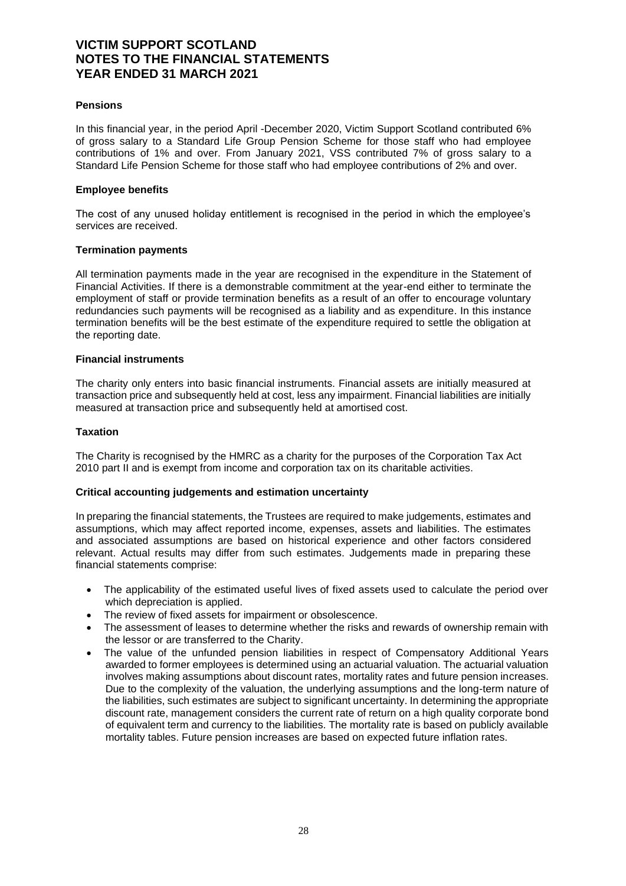**Pensions**

In this financial year, in the period April -December 2020, Victim Support Scotland contributed 6% of gross salary to a Standard Life Group Pension Scheme for those staff who had employee contributions of 1% and over. From January 2021, VSS contributed 7% of gross salary to a Standard Life Pension Scheme for those staff who had employee contributions of 2% and over.

**Employee benefits**

The cost of any unused holiday entitlement is recognised in the period in which the employee's services are received.

**Termination payments**

All termination payments made in the year are recognised in the expenditure in the Statement of Financial Activities. If there is a demonstrable commitment at the year-end either to terminate the employment of staff or provide termination benefits as a result of an offer to encourage voluntary redundancies such payments will be recognised as a liability and as expenditure. In this instance termination benefits will be the best estimate of the expenditure required to settle the obligation at the reporting date.

**Financial instruments**

The charity only enters into basic financial instruments. Financial assets are initially measured at transaction price and subsequently held at cost, less any impairment. Financial liabilities are initially measured at transaction price and subsequently held at amortised cost.

**Taxation**

The Charity is recognised by the HMRC as a charity for the purposes of the Corporation Tax Act 2010 part II and is exempt from income and corporation tax on its charitable activities.

**Critical accounting judgements and estimation uncertainty**

In preparing the financial statements, the Trustees are required to make judgements, estimates and assumptions, which may affect reported income, expenses, assets and liabilities. The estimates and associated assumptions are based on historical experience and other factors considered relevant. Actual results may differ from such estimates. Judgements made in preparing these financial statements comprise:

- The applicability of the estimated useful lives of fixed assets used to calculate the period over which depreciation is applied.
- The review of fixed assets for impairment or obsolescence.
- The assessment of leases to determine whether the risks and rewards of ownership remain with the lessor or are transferred to the Charity.
- The value of the unfunded pension liabilities in respect of Compensatory Additional Years awarded to former employees is determined using an actuarial valuation. The actuarial valuation involves making assumptions about discount rates, mortality rates and future pension increases. Due to the complexity of the valuation, the underlying assumptions and the long-term nature of the liabilities, such estimates are subject to significant uncertainty. In determining the appropriate discount rate, management considers the current rate of return on a high quality corporate bond of equivalent term and currency to the liabilities. The mortality rate is based on publicly available mortality tables. Future pension increases are based on expected future inflation rates.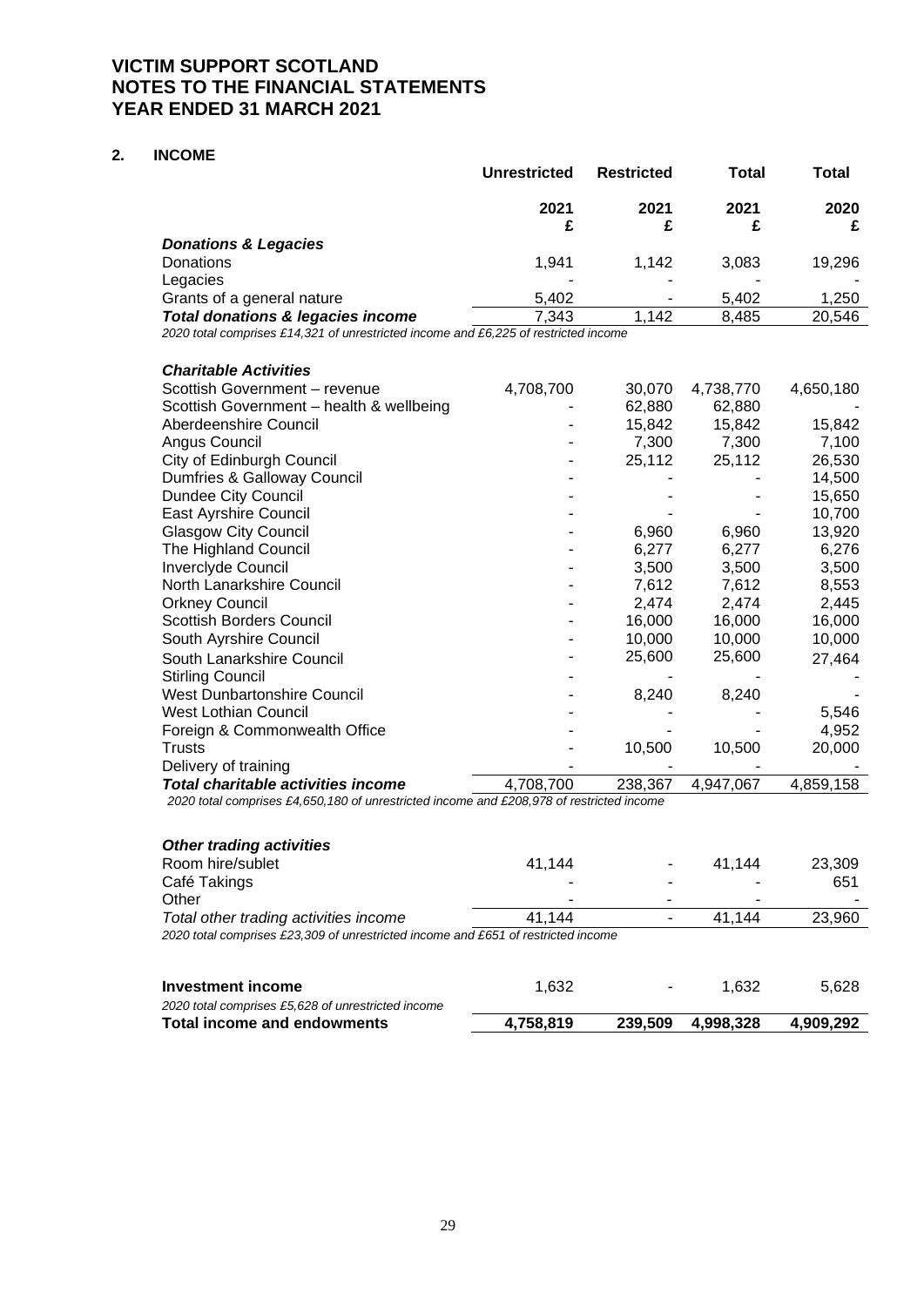# VICTIM SUPPORT SCOTLAND
# NOTES TO THE FINANCIAL STATEMENTS
# YEAR ENDED 31 MARCH 2021

## 2. INCOME

| | Unrestricted | Restricted | Total | Total |
|---|---|---|---|---|
| | 2021 £ | 2021 £ | 2021 £ | 2020 £ |
| ***Donations & Legacies*** | | | | |
| Donations | 1,941 | 1,142 | 3,083 | 19,296 |
| Legacies | - | - | - | - |
| Grants of a general nature | 5,402 | - | 5,402 | 1,250 |
| ***Total donations & legacies income*** | 7,343 | 1,142 | 8,485 | 20,546 |

*2020 total comprises £14,321 of unrestricted income and £6,225 of restricted income*

| | Unrestricted | Restricted | Total | Total |
|---|---|---|---|---|
| | 2021 £ | 2021 £ | 2021 £ | 2020 £ |
| ***Charitable Activities*** | | | | |
| Scottish Government – revenue | 4,708,700 | 30,070 | 4,738,770 | 4,650,180 |
| Scottish Government – health & wellbeing | - | 62,880 | 62,880 | - |
| Aberdeenshire Council | - | 15,842 | 15,842 | 15,842 |
| Angus Council | - | 7,300 | 7,300 | 7,100 |
| City of Edinburgh Council | - | 25,112 | 25,112 | 26,530 |
| Dumfries & Galloway Council | - | - | - | 14,500 |
| Dundee City Council | - | - | - | 15,650 |
| East Ayrshire Council | - | - | - | 10,700 |
| Glasgow City Council | - | 6,960 | 6,960 | 13,920 |
| The Highland Council | - | 6,277 | 6,277 | 6,276 |
| Inverclyde Council | - | 3,500 | 3,500 | 3,500 |
| North Lanarkshire Council | - | 7,612 | 7,612 | 8,553 |
| Orkney Council | - | 2,474 | 2,474 | 2,445 |
| Scottish Borders Council | - | 16,000 | 16,000 | 16,000 |
| South Ayrshire Council | - | 10,000 | 10,000 | 10,000 |
| South Lanarkshire Council | - | 25,600 | 25,600 | 27,464 |
| Stirling Council | - | - | - | - |
| West Dunbartonshire Council | - | 8,240 | 8,240 | - |
| West Lothian Council | - | - | - | 5,546 |
| Foreign & Commonwealth Office | - | - | - | 4,952 |
| Trusts | - | 10,500 | 10,500 | 20,000 |
| Delivery of training | - | - | - | - |
| ***Total charitable activities income*** | 4,708,700 | 238,367 | 4,947,067 | 4,859,158 |

*2020 total comprises £4,650,180 of unrestricted income and £208,978 of restricted income*

| | Unrestricted | Restricted | Total | Total |
|---|---|---|---|---|
| | 2021 £ | 2021 £ | 2021 £ | 2020 £ |
| ***Other trading activities*** | | | | |
| Room hire/sublet | 41,144 | - | 41,144 | 23,309 |
| Café Takings | - | - | - | 651 |
| Other | - | - | - | - |
| *Total other trading activities income* | 41,144 | - | 41,144 | 23,960 |

*2020 total comprises £23,309 of unrestricted income and £651 of restricted income*

| | Unrestricted | Restricted | Total | Total |
|---|---|---|---|---|
| | 2021 £ | 2021 £ | 2021 £ | 2020 £ |
| **Investment income** | 1,632 | - | 1,632 | 5,628 |
| *2020 total comprises £5,628 of unrestricted income* | | | | |
| **Total income and endowments** | **4,758,819** | **239,509** | **4,998,328** | **4,909,292** |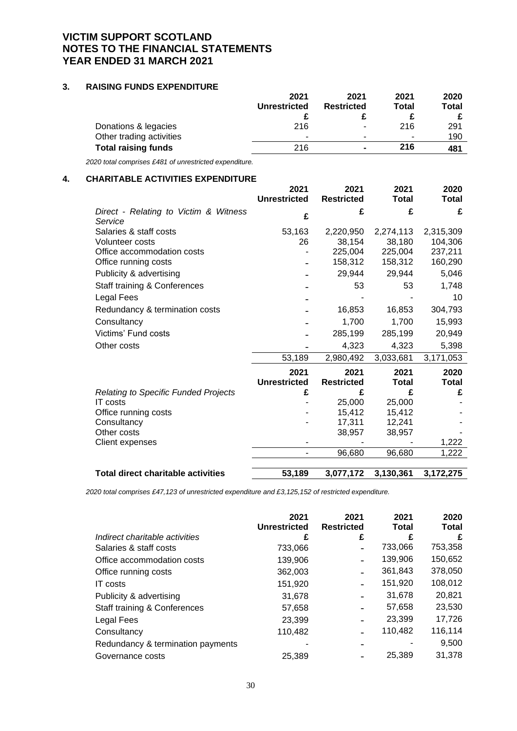# VICTIM SUPPORT SCOTLAND
# NOTES TO THE FINANCIAL STATEMENTS
# YEAR ENDED 31 MARCH 2021

## 3. RAISING FUNDS EXPENDITURE

| | 2021 Unrestricted | 2021 Restricted | 2021 Total | 2020 Total |
|---|---|---|---|---|
| | £ | £ | £ | £ |
| Donations & legacies | 216 | - | 216 | 291 |
| Other trading activities | - | - | - | 190 |
| **Total raising funds** | 216 | - | **216** | **481** |

*2020 total comprises £481 of unrestricted expenditure.*

## 4. CHARITABLE ACTIVITIES EXPENDITURE

| | 2021 Unrestricted | 2021 Restricted | 2021 Total | 2020 Total |
|---|---|---|---|---|
| *Direct - Relating to Victim & Witness Service* | £ | £ | £ | £ |
| Salaries & staff costs | 53,163 | 2,220,950 | 2,274,113 | 2,315,309 |
| Volunteer costs | 26 | 38,154 | 38,180 | 104,306 |
| Office accommodation costs | - | 225,004 | 225,004 | 237,211 |
| Office running costs | - | 158,312 | 158,312 | 160,290 |
| Publicity & advertising | - | 29,944 | 29,944 | 5,046 |
| Staff training & Conferences | - | 53 | 53 | 1,748 |
| Legal Fees | - | - | - | 10 |
| Redundancy & termination costs | - | 16,853 | 16,853 | 304,793 |
| Consultancy | - | 1,700 | 1,700 | 15,993 |
| Victims' Fund costs | - | 285,199 | 285,199 | 20,949 |
| Other costs | - | 4,323 | 4,323 | 5,398 |
| | 53,189 | 2,980,492 | 3,033,681 | 3,171,053 |

| | 2021 Unrestricted | 2021 Restricted | 2021 Total | 2020 Total |
|---|---|---|---|---|
| *Relating to Specific Funded Projects* | £ | £ | £ | £ |
| IT costs | - | 25,000 | 25,000 | - |
| Office running costs | - | 15,412 | 15,412 | - |
| Consultancy | - | 17,311 | 12,241 | - |
| Other costs | | 38,957 | 38,957 | - |
| Client expenses | - | - | - | 1,222 |
| | - | 96,680 | 96,680 | 1,222 |
| | | | | |
| **Total direct charitable activities** | **53,189** | **3,077,172** | **3,130,361** | **3,172,275** |

*2020 total comprises £47,123 of unrestricted expenditure and £3,125,152 of restricted expenditure.*

| | 2021 Unrestricted | 2021 Restricted | 2021 Total | 2020 Total |
|---|---|---|---|---|
| *Indirect charitable activities* | £ | £ | £ | £ |
| Salaries & staff costs | 733,066 | - | 733,066 | 753,358 |
| Office accommodation costs | 139,906 | - | 139,906 | 150,652 |
| Office running costs | 362,003 | - | 361,843 | 378,050 |
| IT costs | 151,920 | - | 151,920 | 108,012 |
| Publicity & advertising | 31,678 | - | 31,678 | 20,821 |
| Staff training & Conferences | 57,658 | - | 57,658 | 23,530 |
| Legal Fees | 23,399 | - | 23,399 | 17,726 |
| Consultancy | 110,482 | - | 110,482 | 116,114 |
| Redundancy & termination payments | - | - | - | 9,500 |
| Governance costs | 25,389 | - | 25,389 | 31,378 |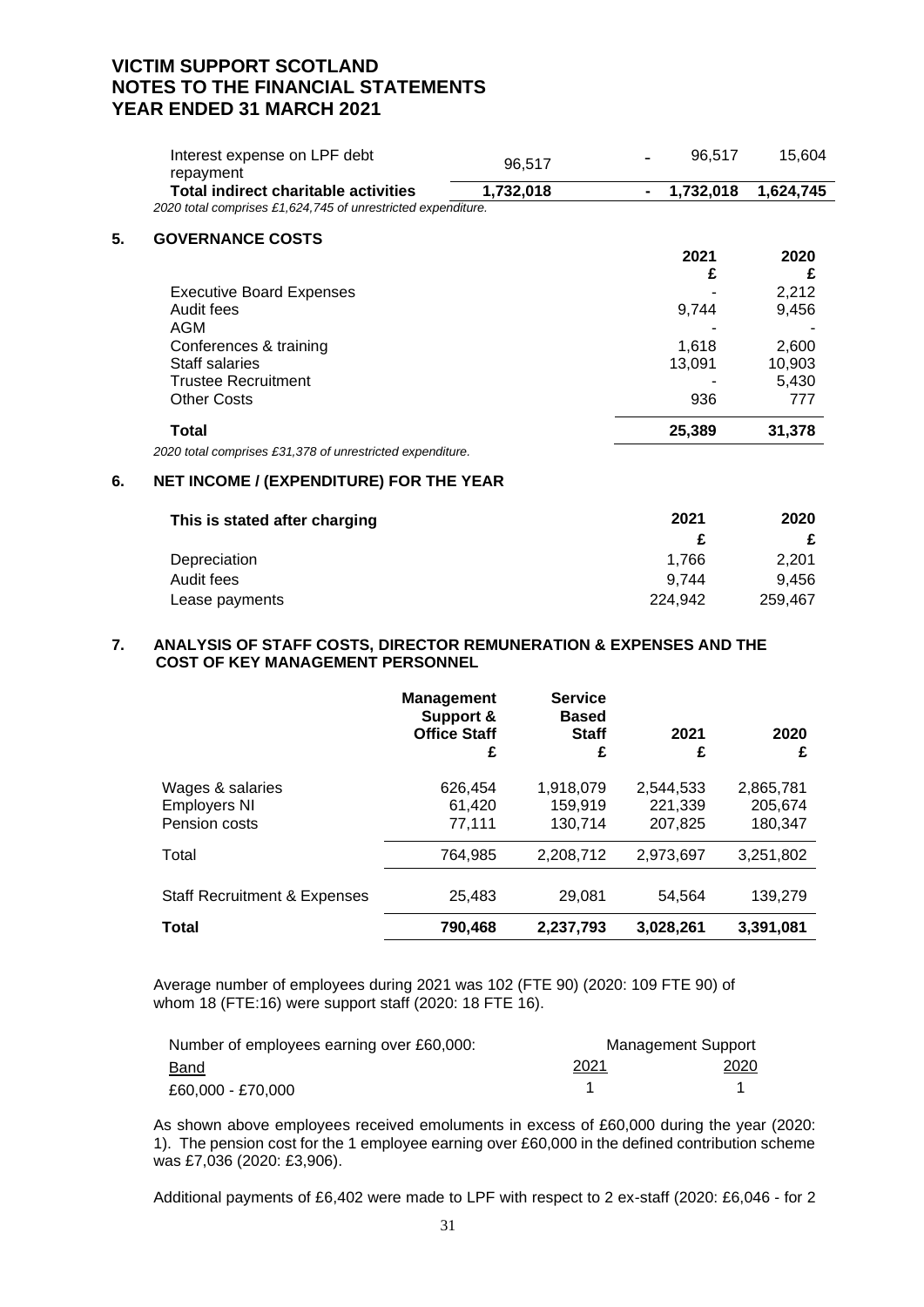# VICTIM SUPPORT SCOTLAND
# NOTES TO THE FINANCIAL STATEMENTS
# YEAR ENDED 31 MARCH 2021

| | | | | |
|---|---|---|---|---|
| Interest expense on LPF debt repayment | 96,517 | - | 96,517 | 15,604 |
| **Total indirect charitable activities** | **1,732,018** | **-** | **1,732,018** | **1,624,745** |

*2020 total comprises £1,624,745 of unrestricted expenditure.*

## 5. GOVERNANCE COSTS

| | 2021 £ | 2020 £ |
|---|---|---|
| Executive Board Expenses | - | 2,212 |
| Audit fees | 9,744 | 9,456 |
| AGM | - | - |
| Conferences & training | 1,618 | 2,600 |
| Staff salaries | 13,091 | 10,903 |
| Trustee Recruitment | - | 5,430 |
| Other Costs | 936 | 777 |
| **Total** | **25,389** | **31,378** |

*2020 total comprises £31,378 of unrestricted expenditure.*

## 6. NET INCOME / (EXPENDITURE) FOR THE YEAR

| **This is stated after charging** | **2021** £ | **2020** £ |
|---|---|---|
| Depreciation | 1,766 | 2,201 |
| Audit fees | 9,744 | 9,456 |
| Lease payments | 224,942 | 259,467 |

## 7. ANALYSIS OF STAFF COSTS, DIRECTOR REMUNERATION & EXPENSES AND THE COST OF KEY MANAGEMENT PERSONNEL

| | **Management Support & Office Staff** £ | **Service Based Staff** £ | **2021** £ | **2020** £ |
|---|---|---|---|---|
| Wages & salaries | 626,454 | 1,918,079 | 2,544,533 | 2,865,781 |
| Employers NI | 61,420 | 159,919 | 221,339 | 205,674 |
| Pension costs | 77,111 | 130,714 | 207,825 | 180,347 |
| Total | 764,985 | 2,208,712 | 2,973,697 | 3,251,802 |
| Staff Recruitment & Expenses | 25,483 | 29,081 | 54,564 | 139,279 |
| **Total** | **790,468** | **2,237,793** | **3,028,261** | **3,391,081** |

Average number of employees during 2021 was 102 (FTE 90) (2020: 109 FTE 90) of whom 18 (FTE:16) were support staff (2020: 18 FTE 16).

| Number of employees earning over £60,000: | Management Support | |
|---|---|---|
| Band | 2021 | 2020 |
| £60,000 - £70,000 | 1 | 1 |

As shown above employees received emoluments in excess of £60,000 during the year (2020: 1). The pension cost for the 1 employee earning over £60,000 in the defined contribution scheme was £7,036 (2020: £3,906).

Additional payments of £6,402 were made to LPF with respect to 2 ex-staff (2020: £6,046 - for 2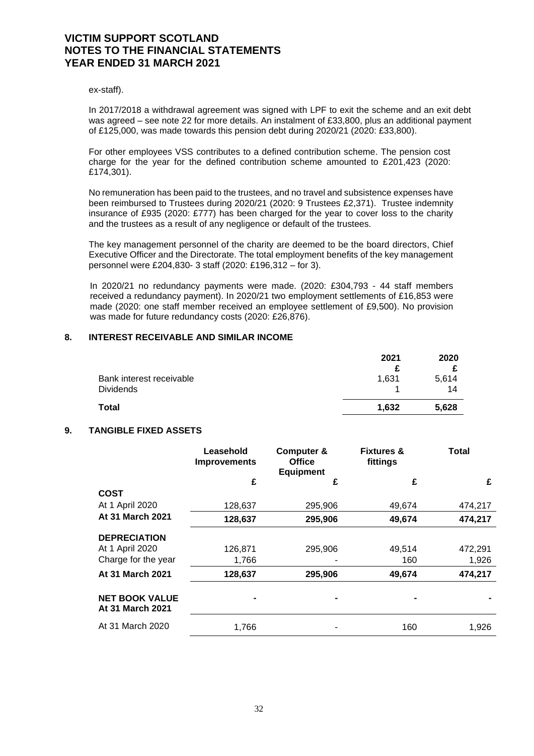ex-staff).

In 2017/2018 a withdrawal agreement was signed with LPF to exit the scheme and an exit debt was agreed – see note 22 for more details. An instalment of £33,800, plus an additional payment of £125,000, was made towards this pension debt during 2020/21 (2020: £33,800).

For other employees VSS contributes to a defined contribution scheme. The pension cost charge for the year for the defined contribution scheme amounted to £201,423 (2020: £174,301).

No remuneration has been paid to the trustees, and no travel and subsistence expenses have been reimbursed to Trustees during 2020/21 (2020: 9 Trustees £2,371). Trustee indemnity insurance of £935 (2020: £777) has been charged for the year to cover loss to the charity and the trustees as a result of any negligence or default of the trustees.

The key management personnel of the charity are deemed to be the board directors, Chief Executive Officer and the Directorate. The total employment benefits of the key management personnel were £204,830- 3 staff (2020: £196,312 – for 3).

In 2020/21 no redundancy payments were made. (2020: £304,793 - 44 staff members received a redundancy payment). In 2020/21 two employment settlements of £16,853 were made (2020: one staff member received an employee settlement of £9,500). No provision was made for future redundancy costs (2020: £26,876).

## 8. INTEREST RECEIVABLE AND SIMILAR INCOME

| | 2021 | 2020 |
|---|---|---|
| | £ | £ |
| Bank interest receivable | 1,631 | 5,614 |
| Dividends | 1 | 14 |
| **Total** | **1,632** | **5,628** |

## 9. TANGIBLE FIXED ASSETS

| | Leasehold Improvements | Computer & Office Equipment | Fixtures & fittings | Total |
|---|---|---|---|---|
| | £ | £ | £ | £ |
| **COST** | | | | |
| At 1 April 2020 | 128,637 | 295,906 | 49,674 | 474,217 |
| **At 31 March 2021** | **128,637** | **295,906** | **49,674** | **474,217** |
| **DEPRECIATION** | | | | |
| At 1 April 2020 | 126,871 | 295,906 | 49,514 | 472,291 |
| Charge for the year | 1,766 | - | 160 | 1,926 |
| **At 31 March 2021** | **128,637** | **295,906** | **49,674** | **474,217** |
| **NET BOOK VALUE At 31 March 2021** | - | - | - | - |
| At 31 March 2020 | 1,766 | - | 160 | 1,926 |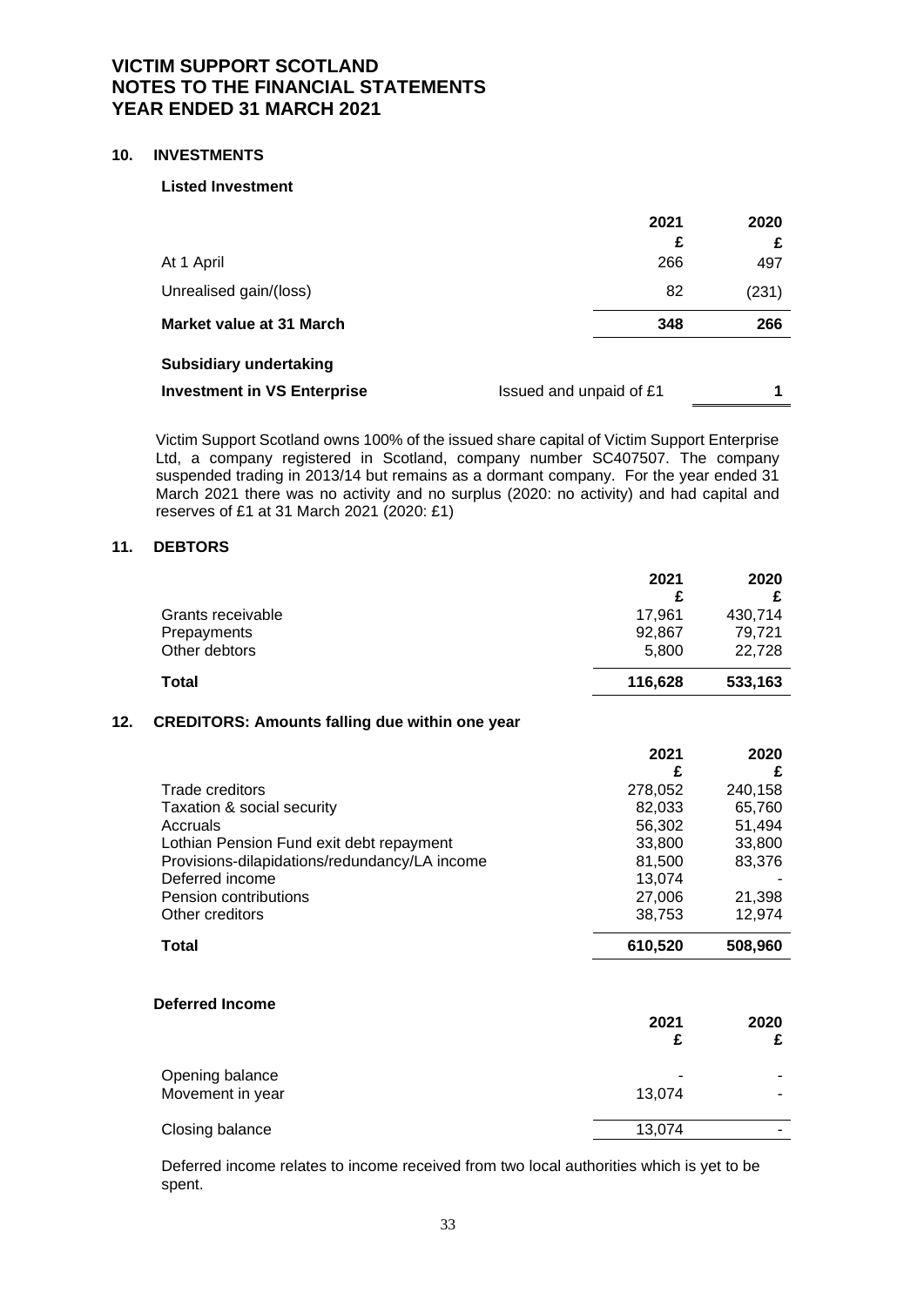# VICTIM SUPPORT SCOTLAND
# NOTES TO THE FINANCIAL STATEMENTS
# YEAR ENDED 31 MARCH 2021

## 10. INVESTMENTS

### Listed Investment

| | 2021 | 2020 |
|---|---|---|
| | £ | £ |
| At 1 April | 266 | 497 |
| Unrealised gain/(loss) | 82 | (231) |
| **Market value at 31 March** | **348** | **266** |

### Subsidiary undertaking

| | | |
|---|---|---|
| **Investment in VS Enterprise** | Issued and unpaid of £1 | **1** |

Victim Support Scotland owns 100% of the issued share capital of Victim Support Enterprise Ltd, a company registered in Scotland, company number SC407507. The company suspended trading in 2013/14 but remains as a dormant company. For the year ended 31 March 2021 there was no activity and no surplus (2020: no activity) and had capital and reserves of £1 at 31 March 2021 (2020: £1)

## 11. DEBTORS

| | 2021 | 2020 |
|---|---|---|
| | £ | £ |
| Grants receivable | 17,961 | 430,714 |
| Prepayments | 92,867 | 79,721 |
| Other debtors | 5,800 | 22,728 |
| **Total** | **116,628** | **533,163** |

## 12. CREDITORS: Amounts falling due within one year

| | 2021 | 2020 |
|---|---|---|
| | £ | £ |
| Trade creditors | 278,052 | 240,158 |
| Taxation & social security | 82,033 | 65,760 |
| Accruals | 56,302 | 51,494 |
| Lothian Pension Fund exit debt repayment | 33,800 | 33,800 |
| Provisions-dilapidations/redundancy/LA income | 81,500 | 83,376 |
| Deferred income | 13,074 | - |
| Pension contributions | 27,006 | 21,398 |
| Other creditors | 38,753 | 12,974 |
| **Total** | **610,520** | **508,960** |

### Deferred Income

| | 2021 | 2020 |
|---|---|---|
| | £ | £ |
| Opening balance | - | - |
| Movement in year | 13,074 | - |
| Closing balance | 13,074 | - |

Deferred income relates to income received from two local authorities which is yet to be spent.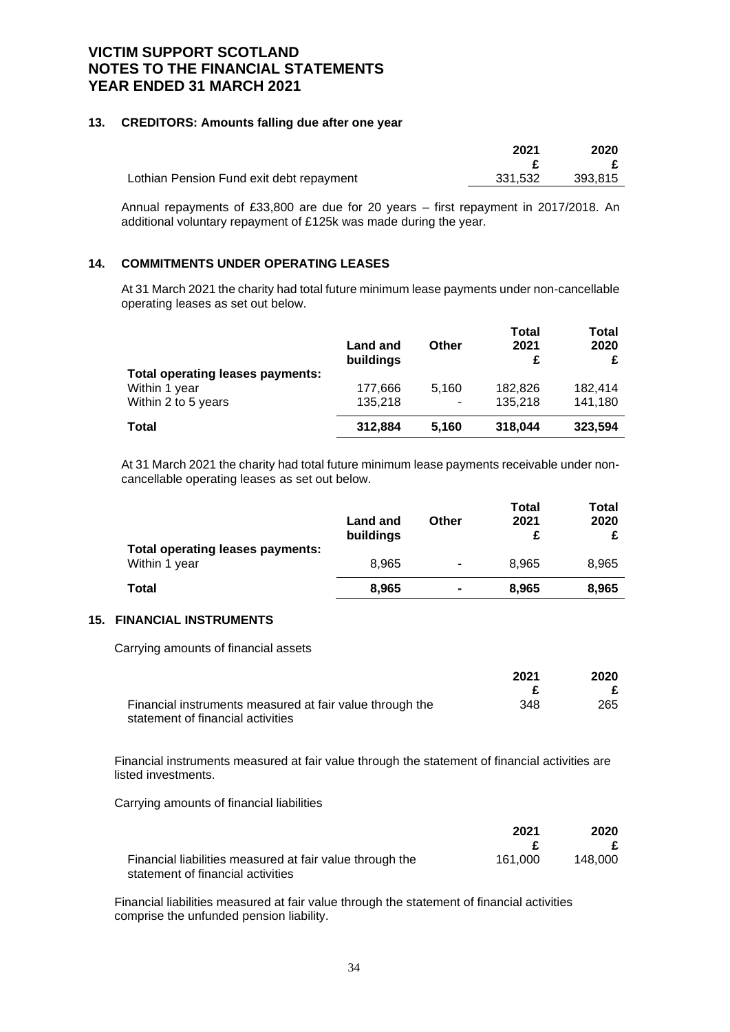# VICTIM SUPPORT SCOTLAND
# NOTES TO THE FINANCIAL STATEMENTS
# YEAR ENDED 31 MARCH 2021

## 13. CREDITORS: Amounts falling due after one year

| | 2021 | 2020 |
|---|---|---|
| | £ | £ |
| Lothian Pension Fund exit debt repayment | 331,532 | 393,815 |

Annual repayments of £33,800 are due for 20 years – first repayment in 2017/2018. An additional voluntary repayment of £125k was made during the year.

## 14. COMMITMENTS UNDER OPERATING LEASES

At 31 March 2021 the charity had total future minimum lease payments under non-cancellable operating leases as set out below.

| | Land and buildings | Other | Total 2021 £ | Total 2020 £ |
|---|---|---|---|---|
| **Total operating leases payments:** | | | | |
| Within 1 year | 177,666 | 5,160 | 182,826 | 182,414 |
| Within 2 to 5 years | 135,218 | - | 135,218 | 141,180 |
| **Total** | **312,884** | **5,160** | **318,044** | **323,594** |

At 31 March 2021 the charity had total future minimum lease payments receivable under non-cancellable operating leases as set out below.

| | Land and buildings | Other | Total 2021 £ | Total 2020 £ |
|---|---|---|---|---|
| **Total operating leases payments:** | | | | |
| Within 1 year | 8,965 | - | 8,965 | 8,965 |
| **Total** | **8,965** | **-** | **8,965** | **8,965** |

## 15. FINANCIAL INSTRUMENTS

Carrying amounts of financial assets

| | 2021 | 2020 |
|---|---|---|
| | £ | £ |
| Financial instruments measured at fair value through the statement of financial activities | 348 | 265 |

Financial instruments measured at fair value through the statement of financial activities are listed investments.

Carrying amounts of financial liabilities

| | 2021 | 2020 |
|---|---|---|
| | £ | £ |
| Financial liabilities measured at fair value through the statement of financial activities | 161,000 | 148,000 |

Financial liabilities measured at fair value through the statement of financial activities comprise the unfunded pension liability.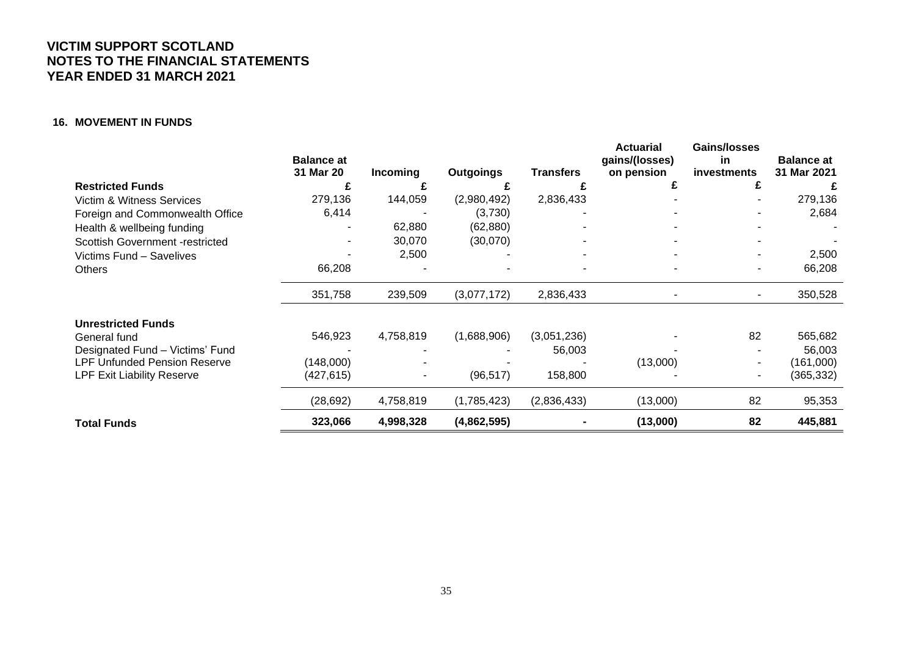# VICTIM SUPPORT SCOTLAND
# NOTES TO THE FINANCIAL STATEMENTS
# YEAR ENDED 31 MARCH 2021

## 16. MOVEMENT IN FUNDS

| | Balance at 31 Mar 20 | Incoming | Outgoings | Transfers | Actuarial gains/(losses) on pension | Gains/losses in investments | Balance at 31 Mar 2021 |
|---|---|---|---|---|---|---|---|
| **Restricted Funds** | **£** | **£** | **£** | **£** | **£** | **£** | **£** |
| Victim & Witness Services | 279,136 | 144,059 | (2,980,492) | 2,836,433 | - | - | 279,136 |
| Foreign and Commonwealth Office | 6,414 | - | (3,730) | - | - | - | 2,684 |
| Health & wellbeing funding | - | 62,880 | (62,880) | - | - | - | - |
| Scottish Government -restricted | - | 30,070 | (30,070) | - | - | - | - |
| Victims Fund – Savelives | - | 2,500 | - | - | - | - | 2,500 |
| Others | 66,208 | - | - | - | - | - | 66,208 |
| | 351,758 | 239,509 | (3,077,172) | 2,836,433 | - | - | 350,528 |
| **Unrestricted Funds** | | | | | | | |
| General fund | 546,923 | 4,758,819 | (1,688,906) | (3,051,236) | - | 82 | 565,682 |
| Designated Fund – Victims' Fund | - | - | - | 56,003 | - | - | 56,003 |
| LPF Unfunded Pension Reserve | (148,000) | - | - | - | (13,000) | - | (161,000) |
| LPF Exit Liability Reserve | (427,615) | - | (96,517) | 158,800 | - | - | (365,332) |
| | (28,692) | 4,758,819 | (1,785,423) | (2,836,433) | (13,000) | 82 | 95,353 |
| **Total Funds** | **323,066** | **4,998,328** | **(4,862,595)** | **-** | **(13,000)** | **82** | **445,881** |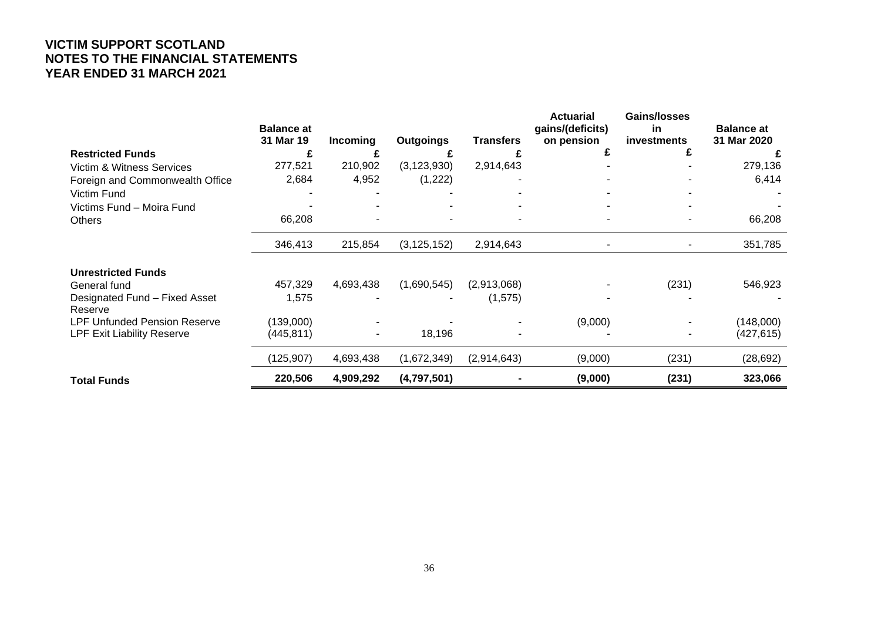**VICTIM SUPPORT SCOTLAND**
**NOTES TO THE FINANCIAL STATEMENTS**
**YEAR ENDED 31 MARCH 2021**

| | Balance at 31 Mar 19 | Incoming | Outgoings | Transfers | Actuarial gains/(deficits) on pension | Gains/losses in investments | Balance at 31 Mar 2020 |
|---|---|---|---|---|---|---|---|
| **Restricted Funds** | £ | £ | £ | £ | £ | £ | £ |
| Victim & Witness Services | 277,521 | 210,902 | (3,123,930) | 2,914,643 | - | - | 279,136 |
| Foreign and Commonwealth Office | 2,684 | 4,952 | (1,222) | - | - | - | 6,414 |
| Victim Fund | - | - | - | - | - | - | - |
| Victims Fund – Moira Fund | - | - | - | - | - | - | - |
| Others | 66,208 | - | - | - | - | - | 66,208 |
| | 346,413 | 215,854 | (3,125,152) | 2,914,643 | - | - | 351,785 |
| **Unrestricted Funds** | | | | | | | |
| General fund | 457,329 | 4,693,438 | (1,690,545) | (2,913,068) | - | (231) | 546,923 |
| Designated Fund – Fixed Asset Reserve | 1,575 | - | - | (1,575) | - | - | - |
| LPF Unfunded Pension Reserve | (139,000) | - | - | - | (9,000) | - | (148,000) |
| LPF Exit Liability Reserve | (445,811) | - | 18,196 | - | - | - | (427,615) |
| | (125,907) | 4,693,438 | (1,672,349) | (2,914,643) | (9,000) | (231) | (28,692) |
| **Total Funds** | **220,506** | **4,909,292** | **(4,797,501)** | **-** | **(9,000)** | **(231)** | **323,066** |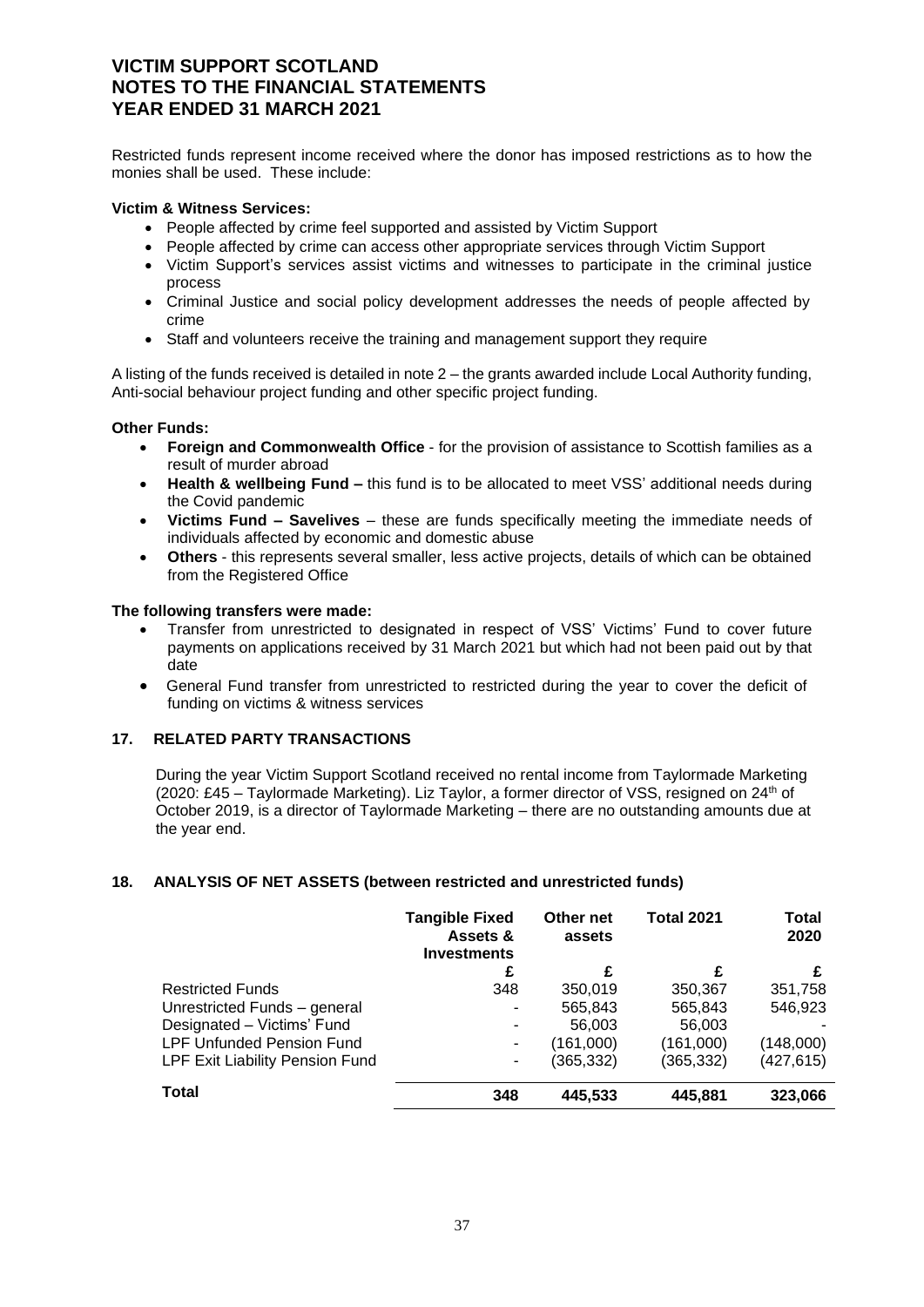Restricted funds represent income received where the donor has imposed restrictions as to how the monies shall be used. These include:

**Victim & Witness Services:**

- People affected by crime feel supported and assisted by Victim Support
- People affected by crime can access other appropriate services through Victim Support
- Victim Support's services assist victims and witnesses to participate in the criminal justice process
- Criminal Justice and social policy development addresses the needs of people affected by crime
- Staff and volunteers receive the training and management support they require

A listing of the funds received is detailed in note 2 – the grants awarded include Local Authority funding, Anti-social behaviour project funding and other specific project funding.

**Other Funds:**

- **Foreign and Commonwealth Office** - for the provision of assistance to Scottish families as a result of murder abroad
- **Health & wellbeing Fund –** this fund is to be allocated to meet VSS' additional needs during the Covid pandemic
- **Victims Fund – Savelives** – these are funds specifically meeting the immediate needs of individuals affected by economic and domestic abuse
- **Others** - this represents several smaller, less active projects, details of which can be obtained from the Registered Office

**The following transfers were made:**

- Transfer from unrestricted to designated in respect of VSS' Victims' Fund to cover future payments on applications received by 31 March 2021 but which had not been paid out by that date
- General Fund transfer from unrestricted to restricted during the year to cover the deficit of funding on victims & witness services

## 17. RELATED PARTY TRANSACTIONS

During the year Victim Support Scotland received no rental income from Taylormade Marketing (2020: £45 – Taylormade Marketing). Liz Taylor, a former director of VSS, resigned on 24th of October 2019, is a director of Taylormade Marketing – there are no outstanding amounts due at the year end.

## 18. ANALYSIS OF NET ASSETS (between restricted and unrestricted funds)

| | Tangible Fixed Assets & Investments | Other net assets | Total 2021 | Total 2020 |
|---|---|---|---|---|
| | £ | £ | £ | £ |
| Restricted Funds | 348 | 350,019 | 350,367 | 351,758 |
| Unrestricted Funds – general | - | 565,843 | 565,843 | 546,923 |
| Designated – Victims' Fund | - | 56,003 | 56,003 | - |
| LPF Unfunded Pension Fund | - | (161,000) | (161,000) | (148,000) |
| LPF Exit Liability Pension Fund | - | (365,332) | (365,332) | (427,615) |
| **Total** | **348** | **445,533** | **445,881** | **323,066** |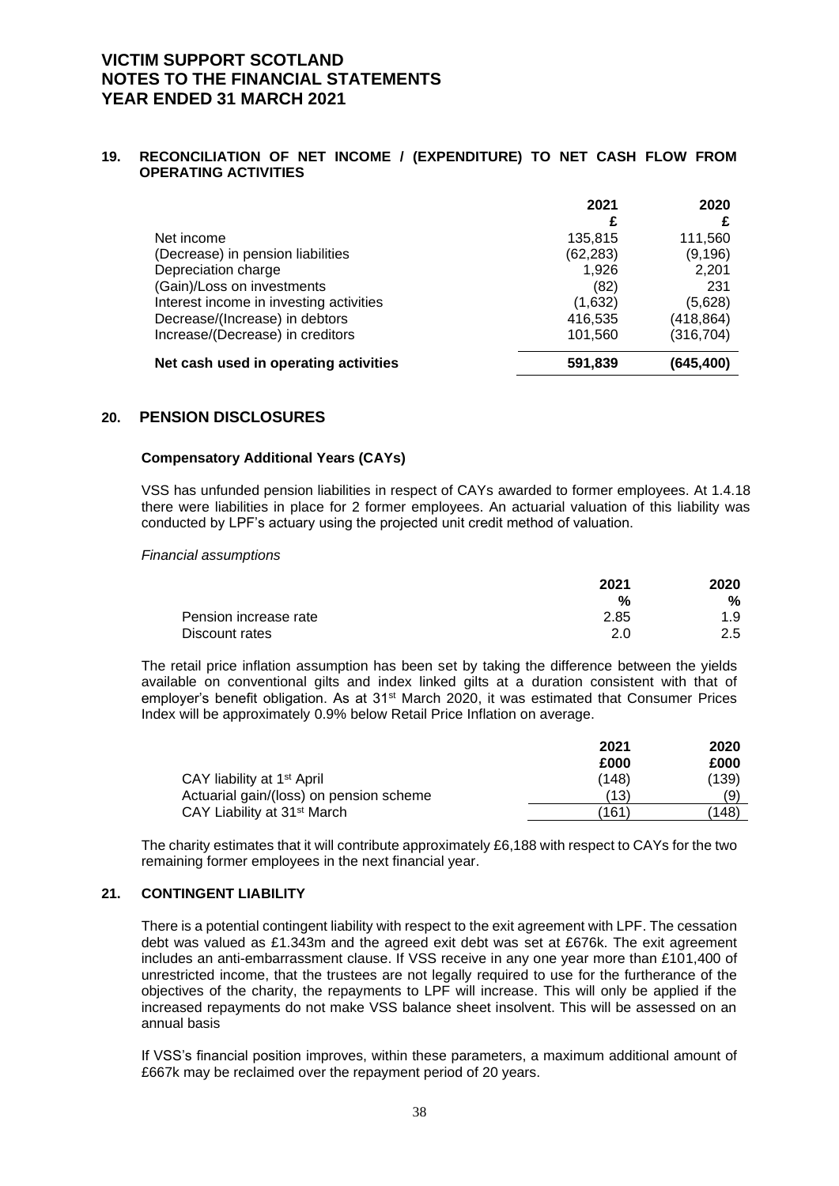## 19. RECONCILIATION OF NET INCOME / (EXPENDITURE) TO NET CASH FLOW FROM OPERATING ACTIVITIES

| | 2021 | 2020 |
|---|---|---|
| | £ | £ |
| Net income | 135,815 | 111,560 |
| (Decrease) in pension liabilities | (62,283) | (9,196) |
| Depreciation charge | 1,926 | 2,201 |
| (Gain)/Loss on investments | (82) | 231 |
| Interest income in investing activities | (1,632) | (5,628) |
| Decrease/(Increase) in debtors | 416,535 | (418,864) |
| Increase/(Decrease) in creditors | 101,560 | (316,704) |
| **Net cash used in operating activities** | **591,839** | **(645,400)** |

## 20. PENSION DISCLOSURES

**Compensatory Additional Years (CAYs)**

VSS has unfunded pension liabilities in respect of CAYs awarded to former employees. At 1.4.18 there were liabilities in place for 2 former employees. An actuarial valuation of this liability was conducted by LPF's actuary using the projected unit credit method of valuation.

*Financial assumptions*

| | 2021 | 2020 |
|---|---|---|
| | % | % |
| Pension increase rate | 2.85 | 1.9 |
| Discount rates | 2.0 | 2.5 |

The retail price inflation assumption has been set by taking the difference between the yields available on conventional gilts and index linked gilts at a duration consistent with that of employer's benefit obligation. As at 31st March 2020, it was estimated that Consumer Prices Index will be approximately 0.9% below Retail Price Inflation on average.

| | 2021 | 2020 |
|---|---|---|
| | £000 | £000 |
| CAY liability at 1st April | (148) | (139) |
| Actuarial gain/(loss) on pension scheme | (13) | (9) |
| CAY Liability at 31st March | (161) | (148) |

The charity estimates that it will contribute approximately £6,188 with respect to CAYs for the two remaining former employees in the next financial year.

## 21. CONTINGENT LIABILITY

There is a potential contingent liability with respect to the exit agreement with LPF. The cessation debt was valued as £1.343m and the agreed exit debt was set at £676k. The exit agreement includes an anti-embarrassment clause. If VSS receive in any one year more than £101,400 of unrestricted income, that the trustees are not legally required to use for the furtherance of the objectives of the charity, the repayments to LPF will increase. This will only be applied if the increased repayments do not make VSS balance sheet insolvent. This will be assessed on an annual basis

If VSS's financial position improves, within these parameters, a maximum additional amount of £667k may be reclaimed over the repayment period of 20 years.